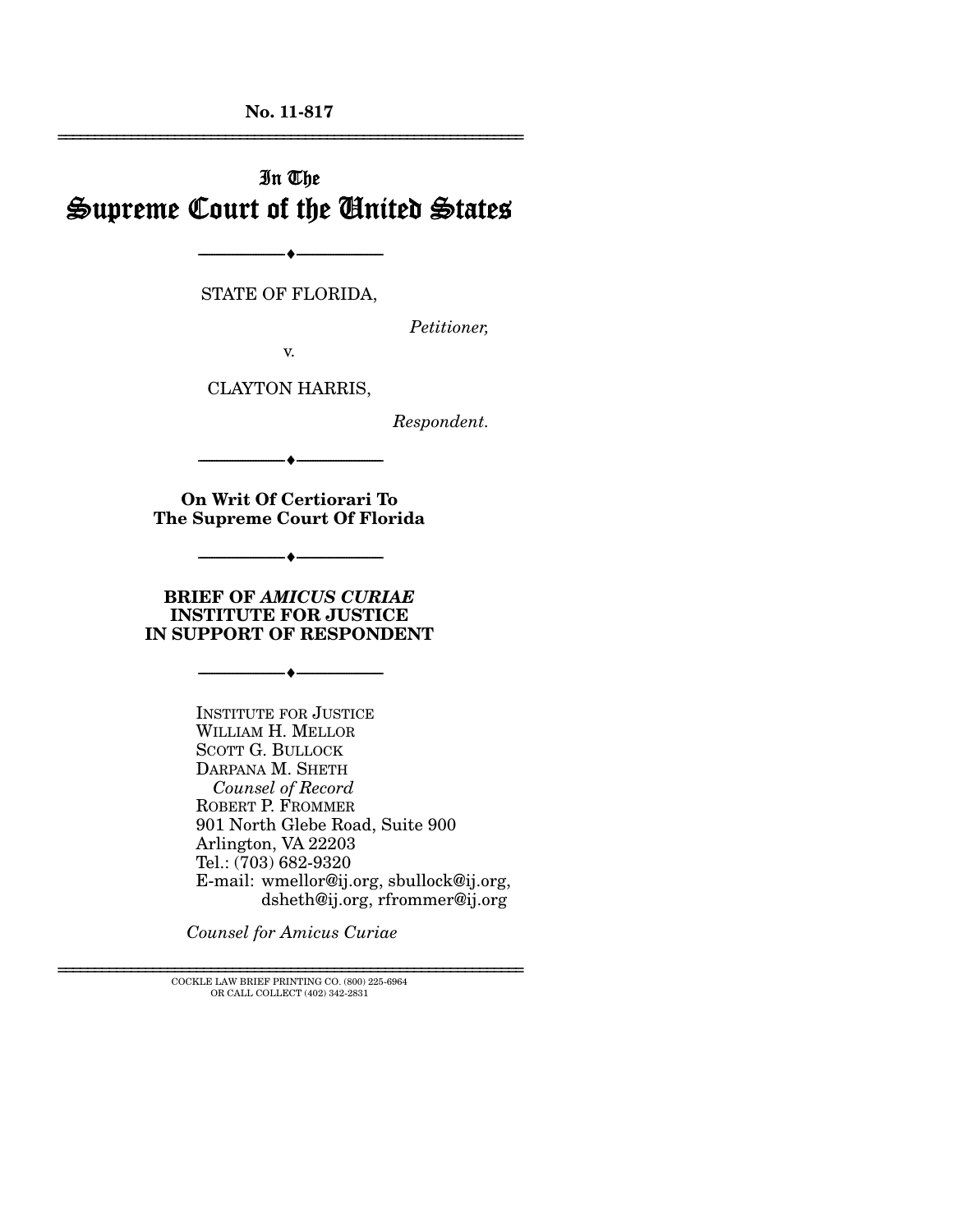**No. 11-817**

# In The Supreme Court of the United States

---

STATE OF FLORIDA,

*Petitioner,*

v.

CLAYTON HARRIS,

*Respondent.*

---

**On Writ Of Certiorari To The Supreme Court Of Florida**

---

**BRIEF OF *AMICUS CURIAE* INSTITUTE FOR JUSTICE IN SUPPORT OF RESPONDENT**

---

INSTITUTE FOR JUSTICE
WILLIAM H. MELLOR
SCOTT G. BULLOCK
DARPANA M. SHETH
*Counsel of Record*
ROBERT P. FROMMER
901 North Glebe Road, Suite 900
Arlington, VA 22203
Tel.: (703) 682-9320
E-mail: wmellor@ij.org, sbullock@ij.org, dsheth@ij.org, rfrommer@ij.org

*Counsel for Amicus Curiae*

---

COCKLE LAW BRIEF PRINTING CO. (800) 225-6964
OR CALL COLLECT (402) 342-2831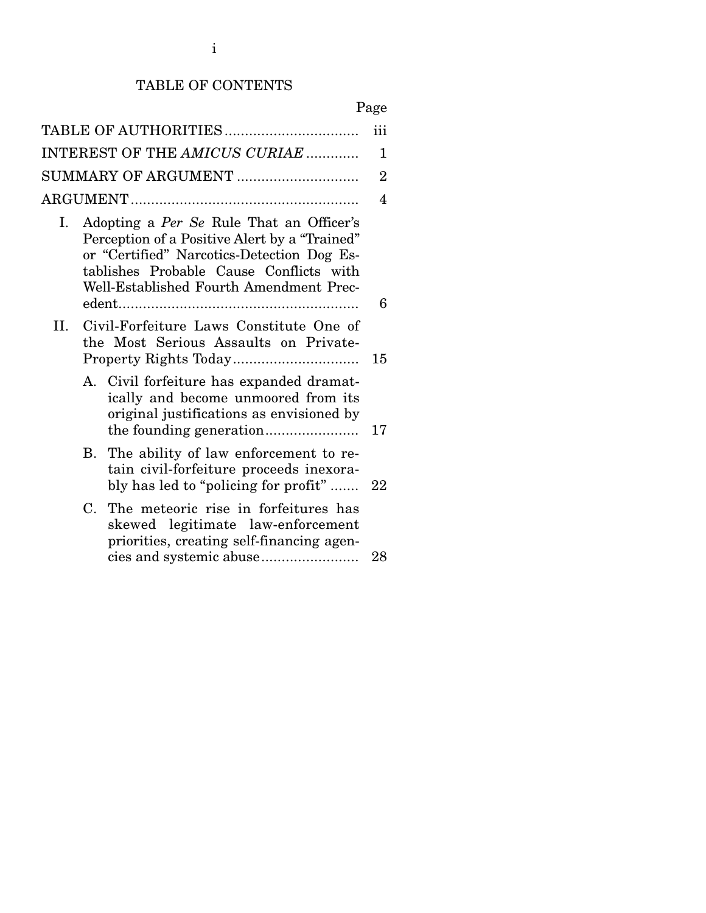# TABLE OF CONTENTS

| | Page |
|---|---|
| TABLE OF AUTHORITIES | iii |
| INTEREST OF THE *AMICUS CURIAE* | 1 |
| SUMMARY OF ARGUMENT | 2 |
| ARGUMENT | 4 |
| I. Adopting a *Per Se* Rule That an Officer's Perception of a Positive Alert by a "Trained" or "Certified" Narcotics-Detection Dog Establishes Probable Cause Conflicts with Well-Established Fourth Amendment Precedent | 6 |
| II. Civil-Forfeiture Laws Constitute One of the Most Serious Assaults on Private-Property Rights Today | 15 |
| A. Civil forfeiture has expanded dramatically and become unmoored from its original justifications as envisioned by the founding generation | 17 |
| B. The ability of law enforcement to retain civil-forfeiture proceeds inexorably has led to "policing for profit" | 22 |
| C. The meteoric rise in forfeitures has skewed legitimate law-enforcement priorities, creating self-financing agencies and systemic abuse | 28 |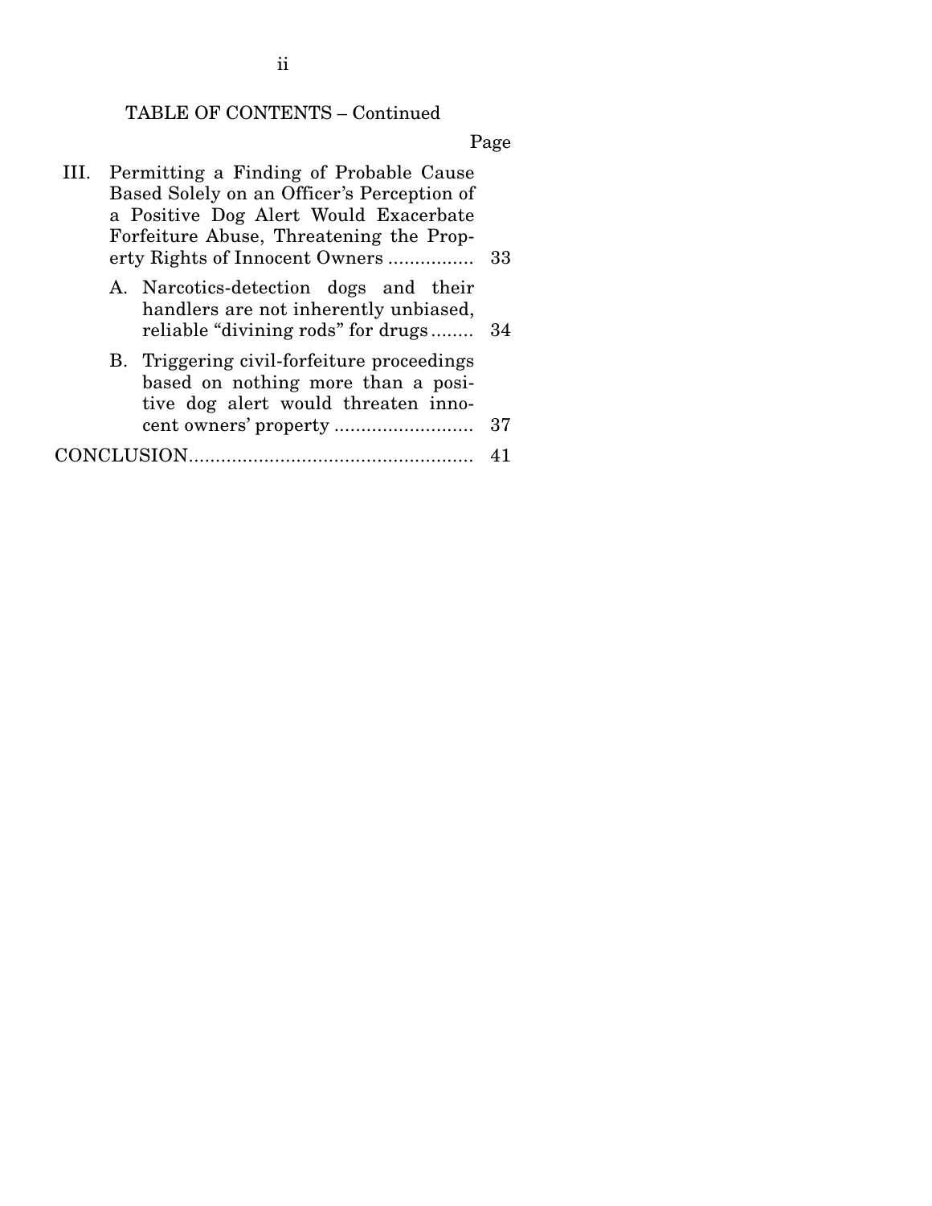TABLE OF CONTENTS – Continued

| | Page |
|---|---|
| III. Permitting a Finding of Probable Cause Based Solely on an Officer's Perception of a Positive Dog Alert Would Exacerbate Forfeiture Abuse, Threatening the Property Rights of Innocent Owners | 33 |
| A. Narcotics-detection dogs and their handlers are not inherently unbiased, reliable "divining rods" for drugs | 34 |
| B. Triggering civil-forfeiture proceedings based on nothing more than a positive dog alert would threaten innocent owners' property | 37 |
| CONCLUSION | 41 |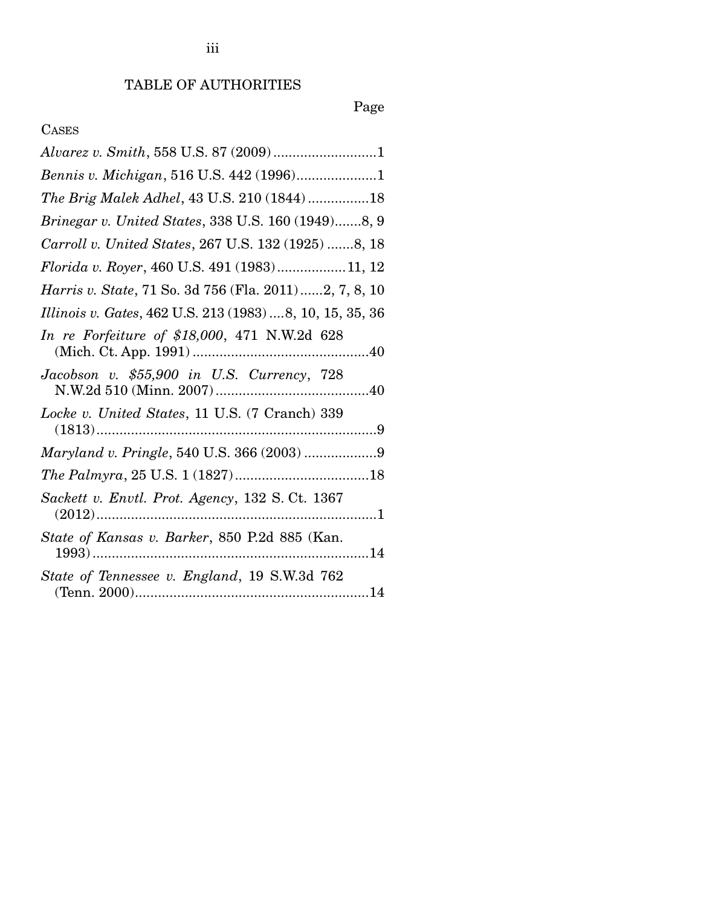# TABLE OF AUTHORITIES

Page

CASES

*Alvarez v. Smith*, 558 U.S. 87 (2009) ..........................1

*Bennis v. Michigan*, 516 U.S. 442 (1996)....................1

*The Brig Malek Adhel*, 43 U.S. 210 (1844) ................18

*Brinegar v. United States*, 338 U.S. 160 (1949).......8, 9

*Carroll v. United States*, 267 U.S. 132 (1925) .......8, 18

*Florida v. Royer*, 460 U.S. 491 (1983)..................11, 12

*Harris v. State*, 71 So. 3d 756 (Fla. 2011)......2, 7, 8, 10

*Illinois v. Gates*, 462 U.S. 213 (1983) ....8, 10, 15, 35, 36

*In re Forfeiture of $18,000*, 471 N.W.2d 628 (Mich. Ct. App. 1991) ..............................................40

*Jacobson v. $55,900 in U.S. Currency*, 728 N.W.2d 510 (Minn. 2007) ........................................40

*Locke v. United States*, 11 U.S. (7 Cranch) 339 (1813).........................................................................9

*Maryland v. Pringle*, 540 U.S. 366 (2003) ..................9

*The Palmyra*, 25 U.S. 1 (1827)..................................18

*Sackett v. Envtl. Prot. Agency*, 132 S. Ct. 1367 (2012).........................................................................1

*State of Kansas v. Barker*, 850 P.2d 885 (Kan. 1993) ........................................................................14

*State of Tennessee v. England*, 19 S.W.3d 762 (Tenn. 2000).............................................................14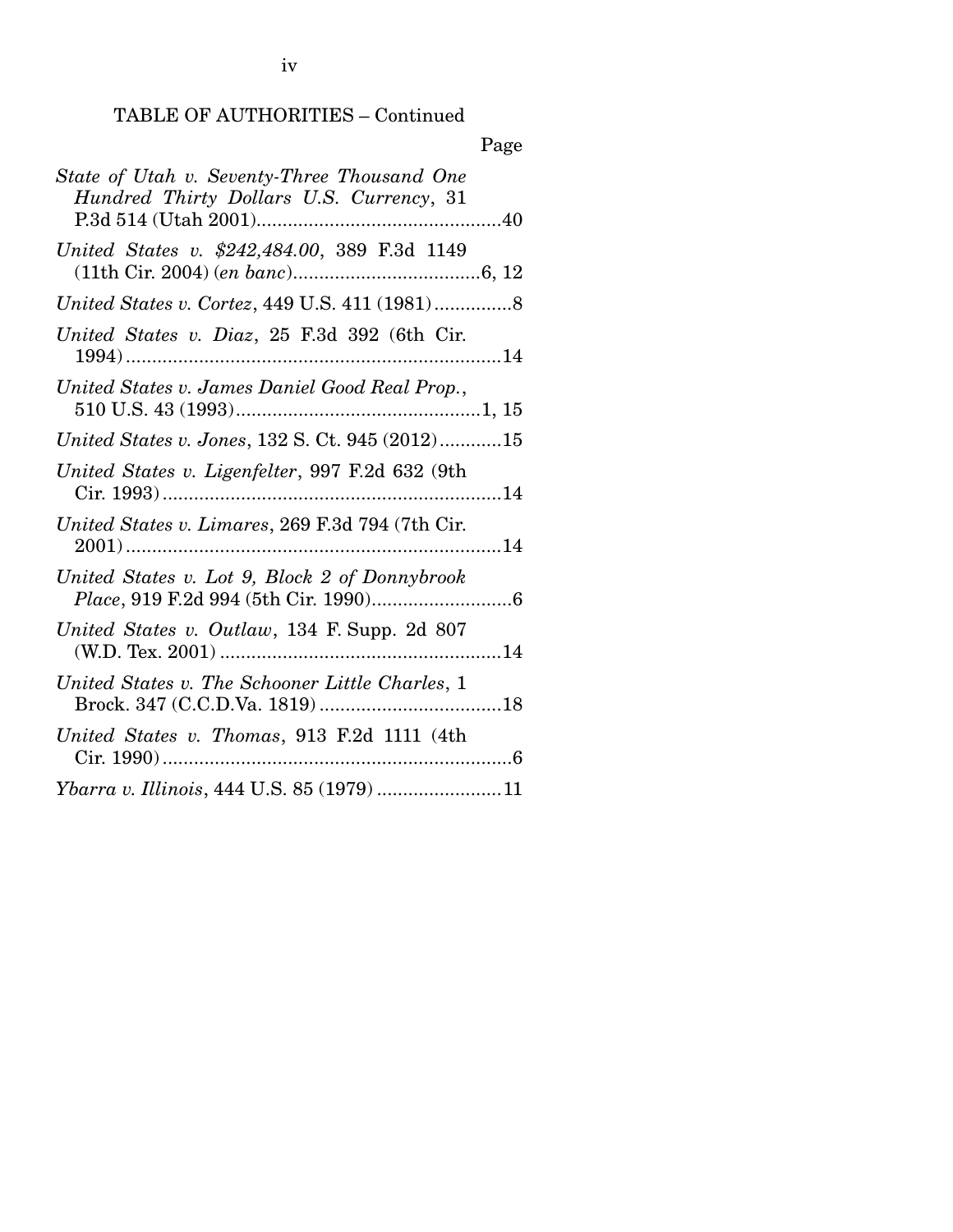TABLE OF AUTHORITIES – Continued

Page

*State of Utah v. Seventy-Three Thousand One Hundred Thirty Dollars U.S. Currency*, 31 P.3d 514 (Utah 2001)...............................................40

*United States v. $242,484.00*, 389 F.3d 1149 (11th Cir. 2004) (*en banc*)....................................6, 12

*United States v. Cortez*, 449 U.S. 411 (1981)...............8

*United States v. Diaz*, 25 F.3d 392 (6th Cir. 1994).........................................................................14

*United States v. James Daniel Good Real Prop.*, 510 U.S. 43 (1993)...............................................1, 15

*United States v. Jones*, 132 S. Ct. 945 (2012)............15

*United States v. Ligenfelter*, 997 F.2d 632 (9th Cir. 1993)..................................................................14

*United States v. Limares*, 269 F.3d 794 (7th Cir. 2001).........................................................................14

*United States v. Lot 9, Block 2 of Donnybrook Place*, 919 F.2d 994 (5th Cir. 1990)...........................6

*United States v. Outlaw*, 134 F. Supp. 2d 807 (W.D. Tex. 2001)......................................................14

*United States v. The Schooner Little Charles*, 1 Brock. 347 (C.C.D.Va. 1819)...................................18

*United States v. Thomas*, 913 F.2d 1111 (4th Cir. 1990)....................................................................6

*Ybarra v. Illinois*, 444 U.S. 85 (1979)........................11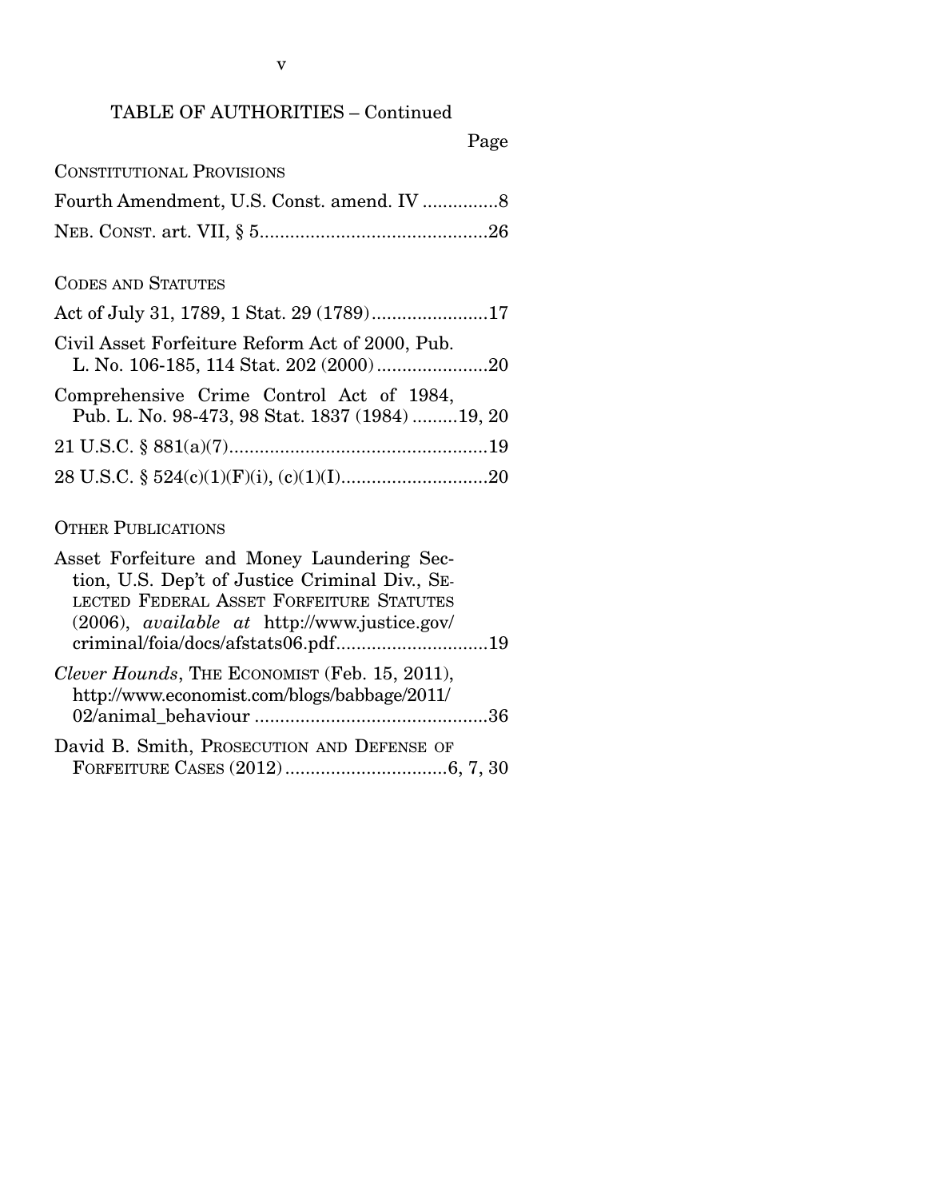TABLE OF AUTHORITIES – Continued

Page

CONSTITUTIONAL PROVISIONS

Fourth Amendment, U.S. Const. amend. IV ...............8

NEB. CONST. art. VII, § 5.............................................26

CODES AND STATUTES

Act of July 31, 1789, 1 Stat. 29 (1789).......................17

Civil Asset Forfeiture Reform Act of 2000, Pub. L. No. 106-185, 114 Stat. 202 (2000)......................20

Comprehensive Crime Control Act of 1984, Pub. L. No. 98-473, 98 Stat. 1837 (1984) .........19, 20

21 U.S.C. § 881(a)(7)....................................................19

28 U.S.C. § 524(c)(1)(F)(i), (c)(1)(I).............................20

OTHER PUBLICATIONS

Asset Forfeiture and Money Laundering Section, U.S. Dep't of Justice Criminal Div., SELECTED FEDERAL ASSET FORFEITURE STATUTES (2006), *available at* http://www.justice.gov/criminal/foia/docs/afstats06.pdf..............................19

*Clever Hounds*, THE ECONOMIST (Feb. 15, 2011), http://www.economist.com/blogs/babbage/2011/02/animal_behaviour ..............................................36

David B. Smith, PROSECUTION AND DEFENSE OF FORFEITURE CASES (2012)................................6, 7, 30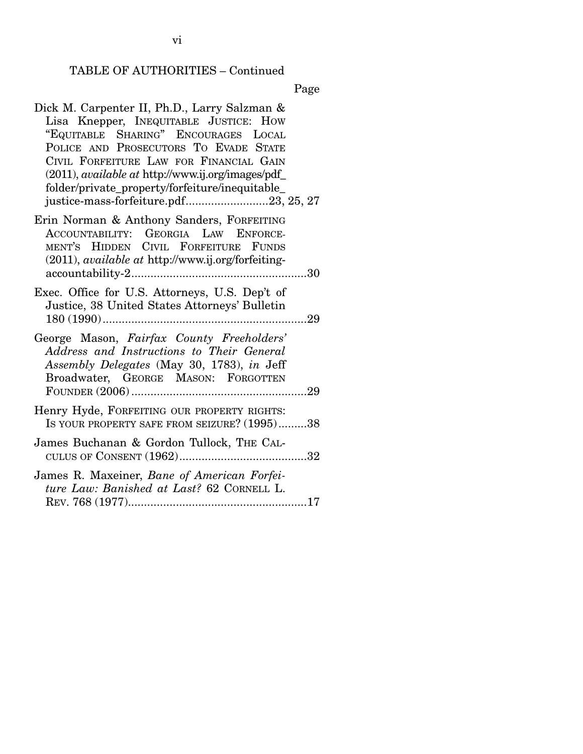TABLE OF AUTHORITIES – Continued

Page

Dick M. Carpenter II, Ph.D., Larry Salzman & Lisa Knepper, INEQUITABLE JUSTICE: HOW "EQUITABLE SHARING" ENCOURAGES LOCAL POLICE AND PROSECUTORS TO EVADE STATE CIVIL FORFEITURE LAW FOR FINANCIAL GAIN (2011), *available at* http://www.ij.org/images/pdf_folder/private_property/forfeiture/inequitable_justice-mass-forfeiture.pdf..........................23, 25, 27

Erin Norman & Anthony Sanders, FORFEITING ACCOUNTABILITY: GEORGIA LAW ENFORCEMENT'S HIDDEN CIVIL FORFEITURE FUNDS (2011), *available at* http://www.ij.org/forfeiting-accountability-2.......................................................30

Exec. Office for U.S. Attorneys, U.S. Dep't of Justice, 38 United States Attorneys' Bulletin 180 (1990)................................................................29

George Mason, *Fairfax County Freeholders' Address and Instructions to Their General Assembly Delegates* (May 30, 1783), *in* Jeff Broadwater, GEORGE MASON: FORGOTTEN FOUNDER (2006).......................................................29

Henry Hyde, FORFEITING OUR PROPERTY RIGHTS: IS YOUR PROPERTY SAFE FROM SEIZURE? (1995).........38

James Buchanan & Gordon Tullock, THE CALCULUS OF CONSENT (1962)........................................32

James R. Maxeiner, *Bane of American Forfeiture Law: Banished at Last?* 62 CORNELL L. REV. 768 (1977)........................................................17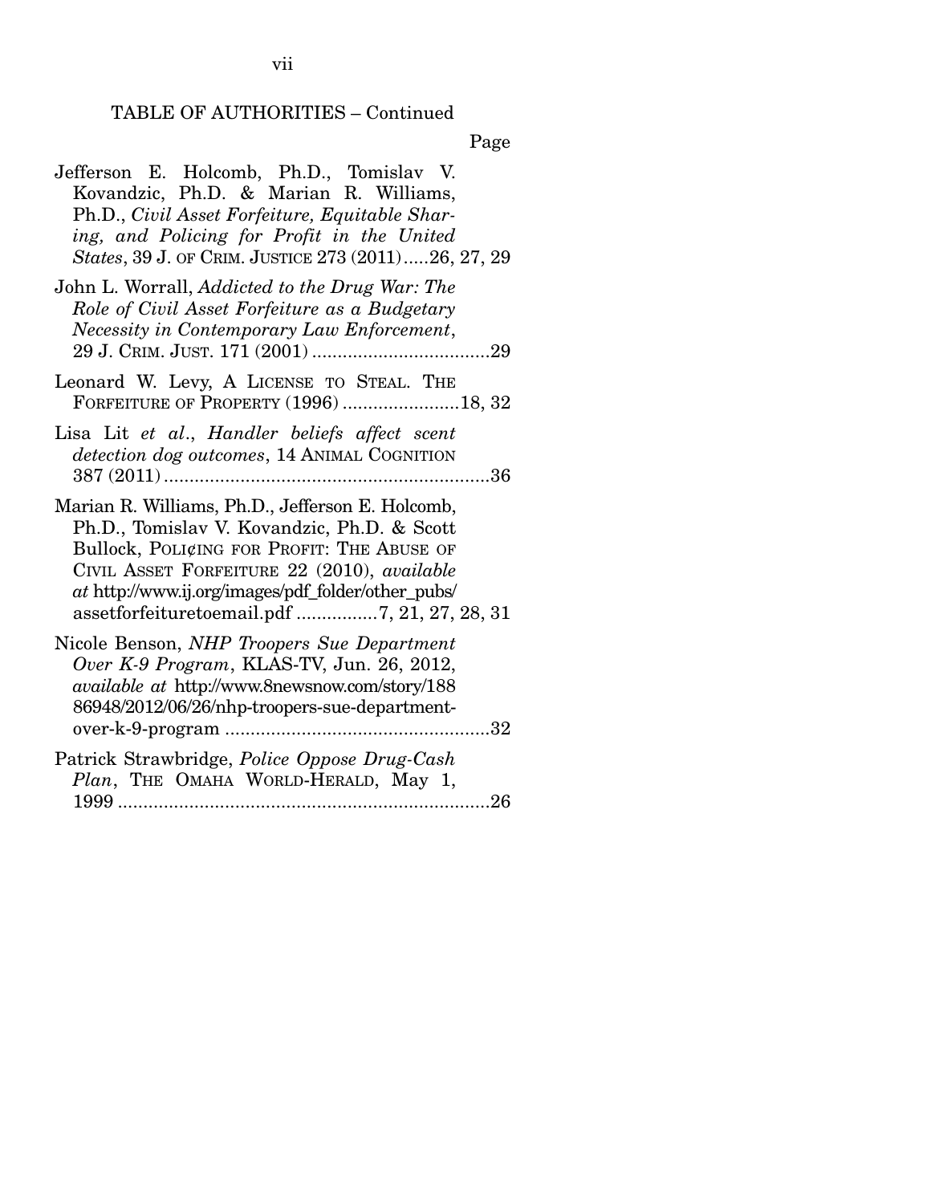TABLE OF AUTHORITIES – Continued

Page

Jefferson E. Holcomb, Ph.D., Tomislav V. Kovandzic, Ph.D. & Marian R. Williams, Ph.D., *Civil Asset Forfeiture, Equitable Sharing, and Policing for Profit in the United States*, 39 J. OF CRIM. JUSTICE 273 (2011).....26, 27, 29

John L. Worrall, *Addicted to the Drug War: The Role of Civil Asset Forfeiture as a Budgetary Necessity in Contemporary Law Enforcement*, 29 J. CRIM. JUST. 171 (2001) ....................................29

Leonard W. Levy, A LICENSE TO STEAL. THE FORFEITURE OF PROPERTY (1996) .......................18, 32

Lisa Lit *et al*., *Handler beliefs affect scent detection dog outcomes*, 14 ANIMAL COGNITION 387 (2011) ................................................................36

Marian R. Williams, Ph.D., Jefferson E. Holcomb, Ph.D., Tomislav V. Kovandzic, Ph.D. & Scott Bullock, POLI¢ING FOR PROFIT: THE ABUSE OF CIVIL ASSET FORFEITURE 22 (2010), *available at* http://www.ij.org/images/pdf_folder/other_pubs/assetforfeituretoemail.pdf ................7, 21, 27, 28, 31

Nicole Benson, *NHP Troopers Sue Department Over K-9 Program*, KLAS-TV, Jun. 26, 2012, *available at* http://www.8newsnow.com/story/18886948/2012/06/26/nhp-troopers-sue-department-over-k-9-program ....................................................32

Patrick Strawbridge, *Police Oppose Drug-Cash Plan*, THE OMAHA WORLD-HERALD, May 1, 1999 .........................................................................26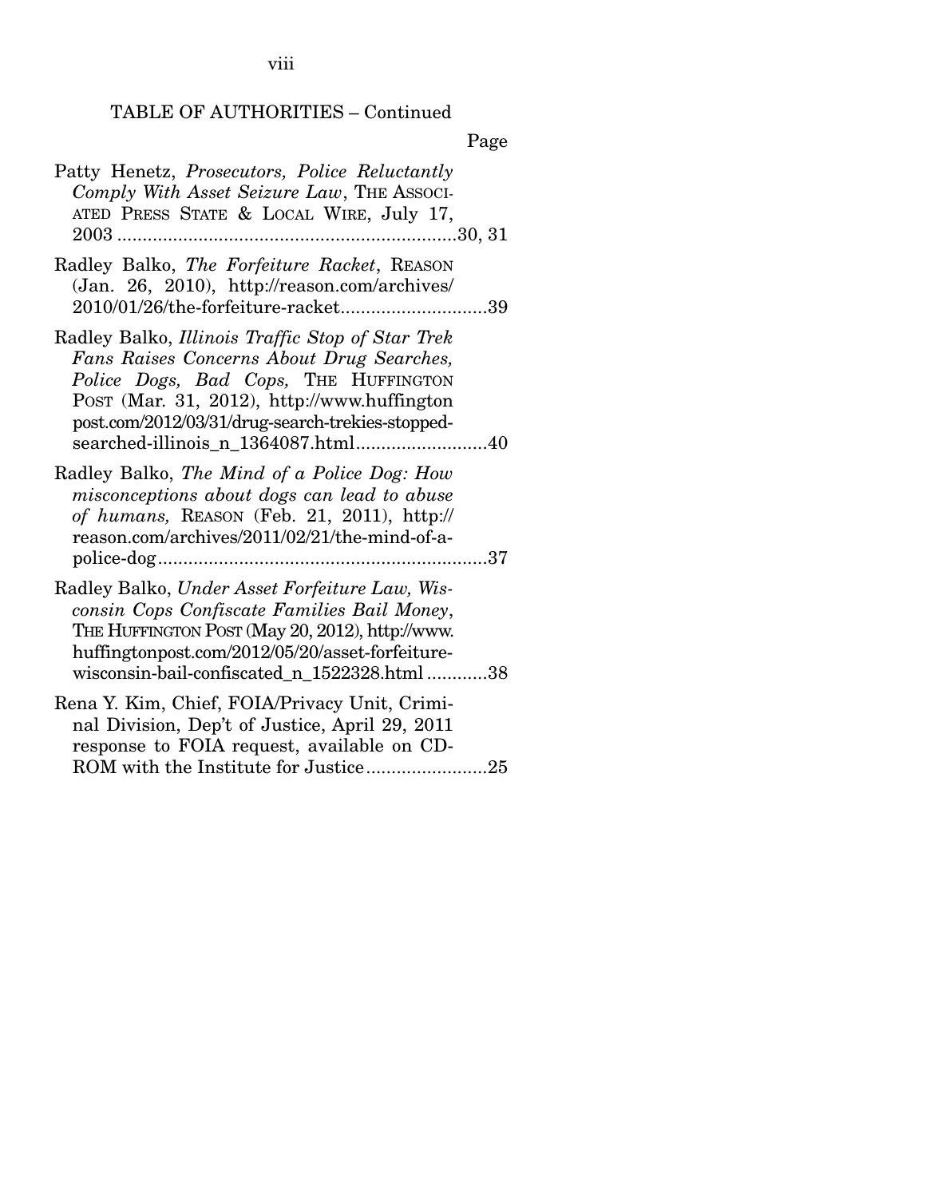TABLE OF AUTHORITIES – Continued

Page

Patty Henetz, *Prosecutors, Police Reluctantly Comply With Asset Seizure Law*, THE ASSOCIATED PRESS STATE & LOCAL WIRE, July 17, 2003 ....................................................................30, 31

Radley Balko, *The Forfeiture Racket*, REASON (Jan. 26, 2010), http://reason.com/archives/2010/01/26/the-forfeiture-racket.............................39

Radley Balko, *Illinois Traffic Stop of Star Trek Fans Raises Concerns About Drug Searches, Police Dogs, Bad Cops,* THE HUFFINGTON POST (Mar. 31, 2012), http://www.huffingtonpost.com/2012/03/31/drug-search-trekies-stopped-searched-illinois_n_1364087.html..........................40

Radley Balko, *The Mind of a Police Dog: How misconceptions about dogs can lead to abuse of humans,* REASON (Feb. 21, 2011), http://reason.com/archives/2011/02/21/the-mind-of-a-police-dog.................................................................37

Radley Balko, *Under Asset Forfeiture Law, Wisconsin Cops Confiscate Families Bail Money*, THE HUFFINGTON POST (May 20, 2012), http://www.huffingtonpost.com/2012/05/20/asset-forfeiture-wisconsin-bail-confiscated_n_1522328.html ............38

Rena Y. Kim, Chief, FOIA/Privacy Unit, Criminal Division, Dep't of Justice, April 29, 2011 response to FOIA request, available on CD-ROM with the Institute for Justice........................25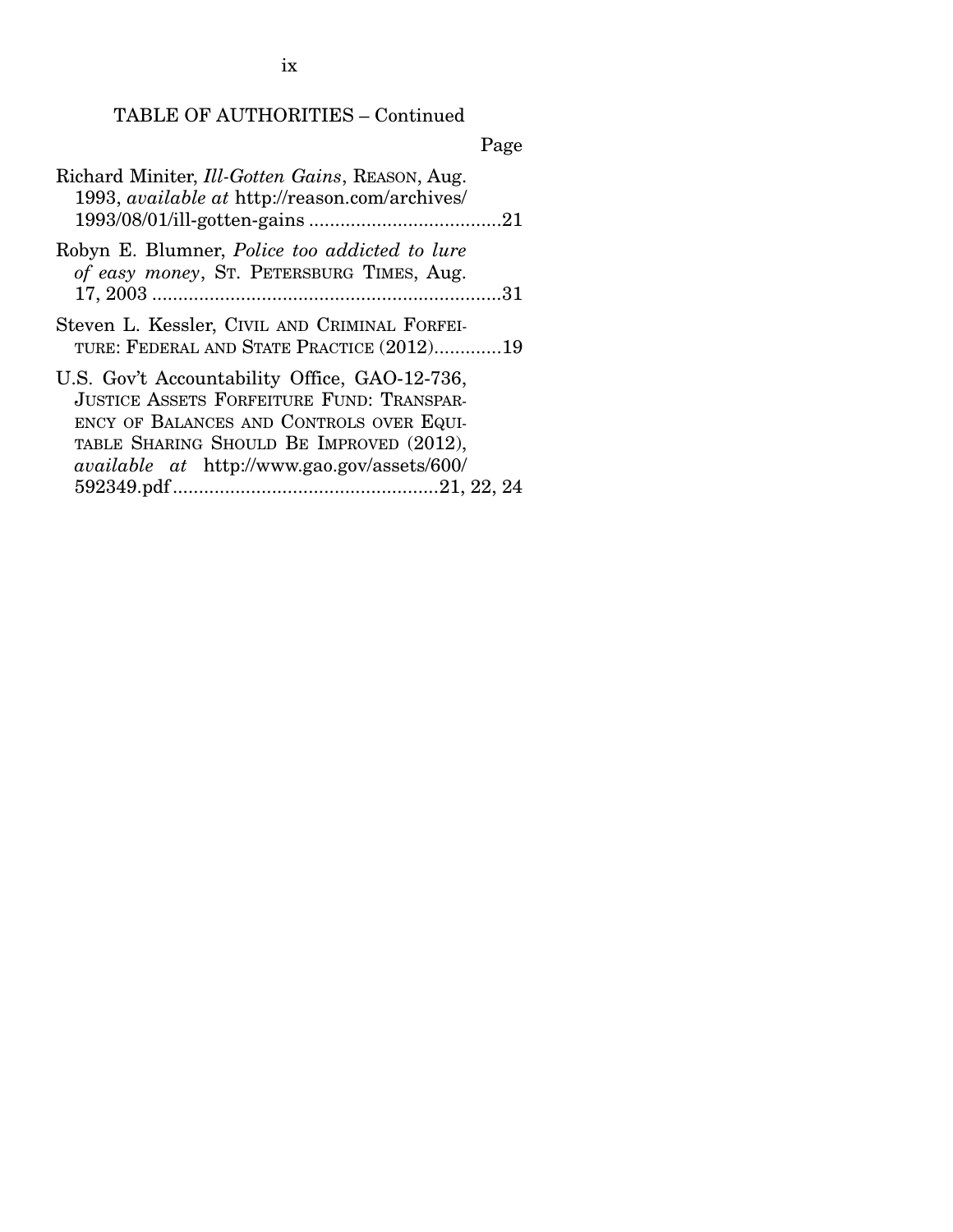## TABLE OF AUTHORITIES – Continued

Page

Richard Miniter, *Ill-Gotten Gains*, REASON, Aug. 1993, *available at* http://reason.com/archives/1993/08/01/ill-gotten-gains .....................................21

Robyn E. Blumner, *Police too addicted to lure of easy money*, ST. PETERSBURG TIMES, Aug. 17, 2003 ....................................................................31

Steven L. Kessler, CIVIL AND CRIMINAL FORFEITURE: FEDERAL AND STATE PRACTICE (2012).............19

U.S. Gov't Accountability Office, GAO-12-736, JUSTICE ASSETS FORFEITURE FUND: TRANSPARENCY OF BALANCES AND CONTROLS OVER EQUITABLE SHARING SHOULD BE IMPROVED (2012), *available at* http://www.gao.gov/assets/600/592349.pdf...................................................21, 22, 24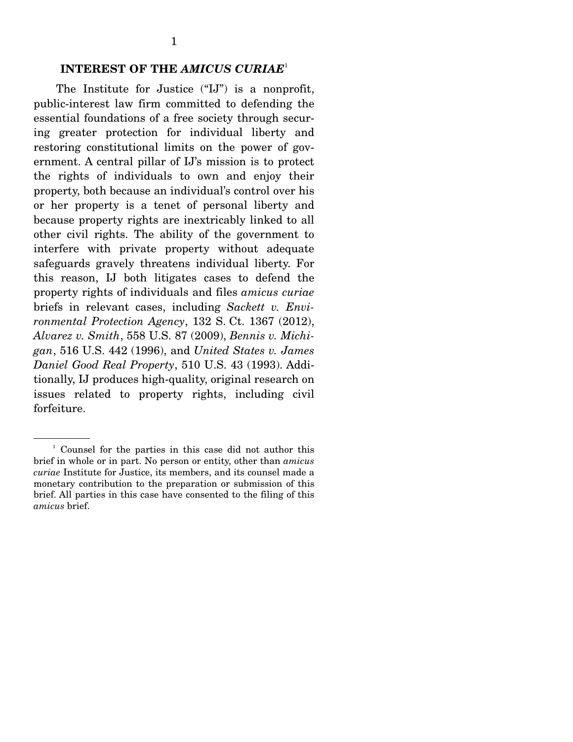## INTEREST OF THE *AMICUS CURIAE*[1]

The Institute for Justice ("IJ") is a nonprofit, public-interest law firm committed to defending the essential foundations of a free society through securing greater protection for individual liberty and restoring constitutional limits on the power of government. A central pillar of IJ's mission is to protect the rights of individuals to own and enjoy their property, both because an individual's control over his or her property is a tenet of personal liberty and because property rights are inextricably linked to all other civil rights. The ability of the government to interfere with private property without adequate safeguards gravely threatens individual liberty. For this reason, IJ both litigates cases to defend the property rights of individuals and files *amicus curiae* briefs in relevant cases, including *Sackett v. Environmental Protection Agency*, 132 S. Ct. 1367 (2012), *Alvarez v. Smith*, 558 U.S. 87 (2009), *Bennis v. Michigan*, 516 U.S. 442 (1996), and *United States v. James Daniel Good Real Property*, 510 U.S. 43 (1993). Additionally, IJ produces high-quality, original research on issues related to property rights, including civil forfeiture.

---

[1] Counsel for the parties in this case did not author this brief in whole or in part. No person or entity, other than *amicus curiae* Institute for Justice, its members, and its counsel made a monetary contribution to the preparation or submission of this brief. All parties in this case have consented to the filing of this *amicus* brief.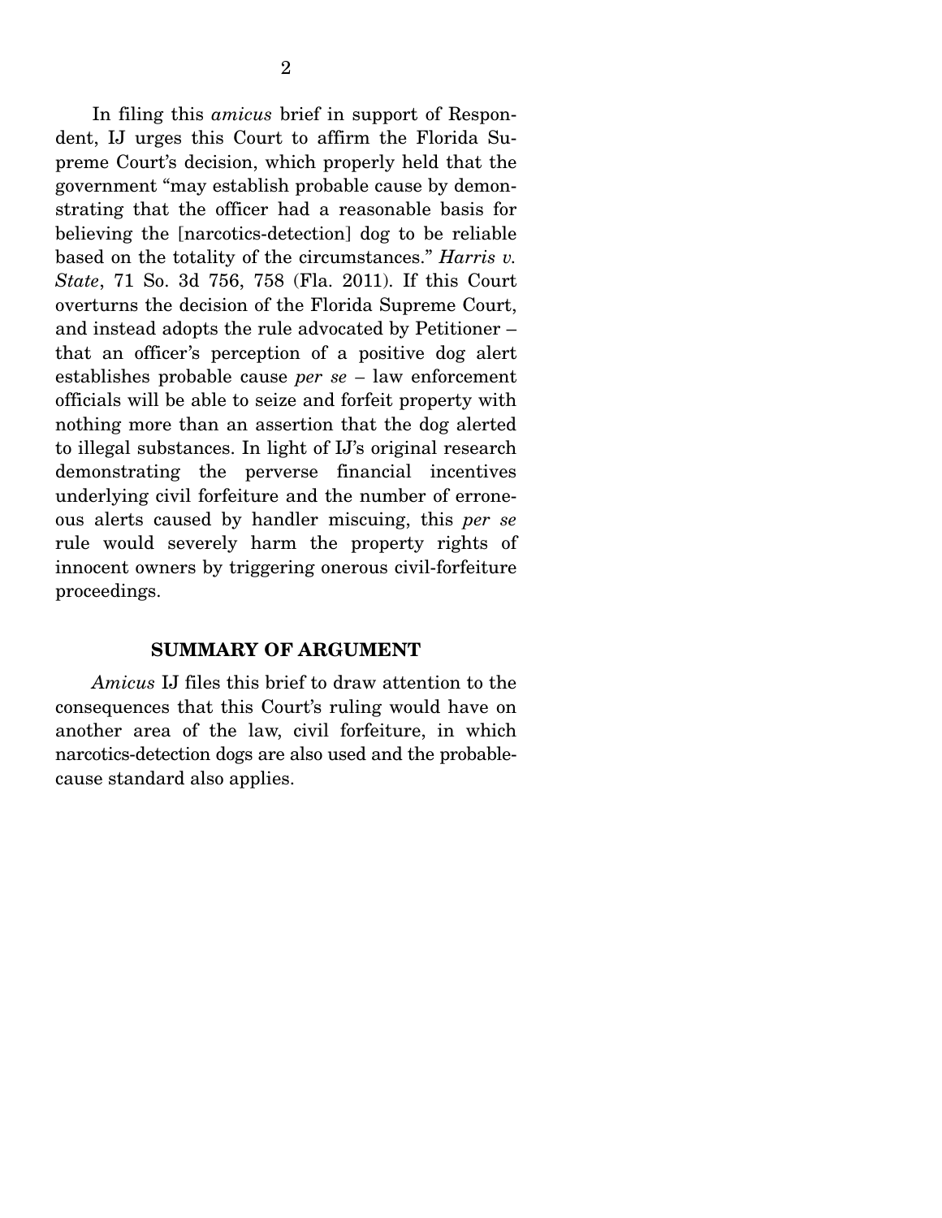In filing this *amicus* brief in support of Respondent, IJ urges this Court to affirm the Florida Supreme Court's decision, which properly held that the government "may establish probable cause by demonstrating that the officer had a reasonable basis for believing the [narcotics-detection] dog to be reliable based on the totality of the circumstances." *Harris v. State*, 71 So. 3d 756, 758 (Fla. 2011). If this Court overturns the decision of the Florida Supreme Court, and instead adopts the rule advocated by Petitioner – that an officer's perception of a positive dog alert establishes probable cause *per se* – law enforcement officials will be able to seize and forfeit property with nothing more than an assertion that the dog alerted to illegal substances. In light of IJ's original research demonstrating the perverse financial incentives underlying civil forfeiture and the number of erroneous alerts caused by handler miscuing, this *per se* rule would severely harm the property rights of innocent owners by triggering onerous civil-forfeiture proceedings.

## SUMMARY OF ARGUMENT

*Amicus* IJ files this brief to draw attention to the consequences that this Court's ruling would have on another area of the law, civil forfeiture, in which narcotics-detection dogs are also used and the probable-cause standard also applies.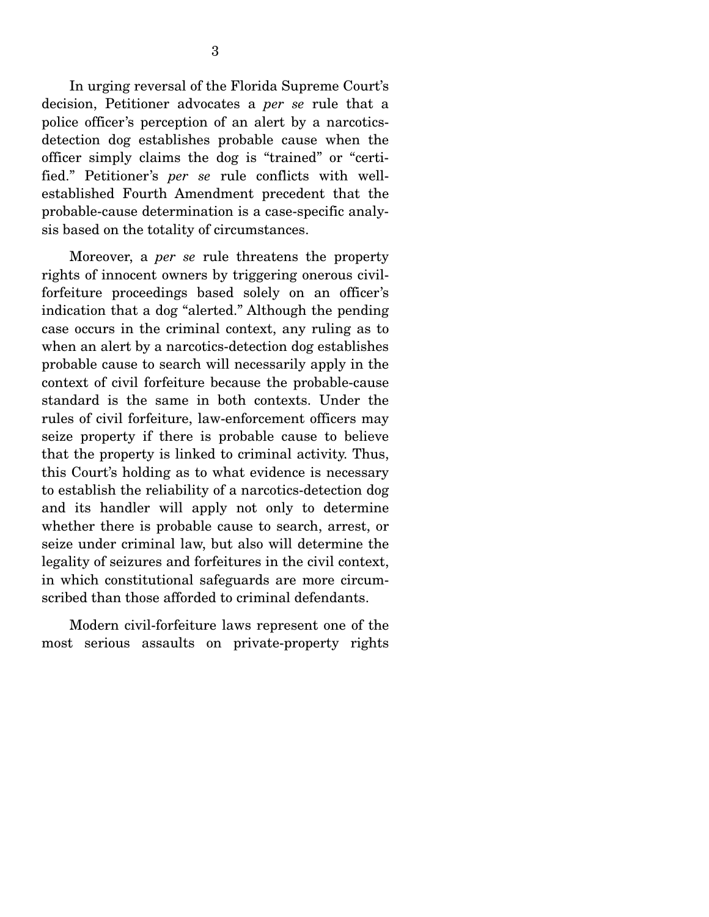In urging reversal of the Florida Supreme Court's decision, Petitioner advocates a *per se* rule that a police officer's perception of an alert by a narcotics-detection dog establishes probable cause when the officer simply claims the dog is "trained" or "certified." Petitioner's *per se* rule conflicts with well-established Fourth Amendment precedent that the probable-cause determination is a case-specific analysis based on the totality of circumstances.

Moreover, a *per se* rule threatens the property rights of innocent owners by triggering onerous civil-forfeiture proceedings based solely on an officer's indication that a dog "alerted." Although the pending case occurs in the criminal context, any ruling as to when an alert by a narcotics-detection dog establishes probable cause to search will necessarily apply in the context of civil forfeiture because the probable-cause standard is the same in both contexts. Under the rules of civil forfeiture, law-enforcement officers may seize property if there is probable cause to believe that the property is linked to criminal activity. Thus, this Court's holding as to what evidence is necessary to establish the reliability of a narcotics-detection dog and its handler will apply not only to determine whether there is probable cause to search, arrest, or seize under criminal law, but also will determine the legality of seizures and forfeitures in the civil context, in which constitutional safeguards are more circumscribed than those afforded to criminal defendants.

Modern civil-forfeiture laws represent one of the most serious assaults on private-property rights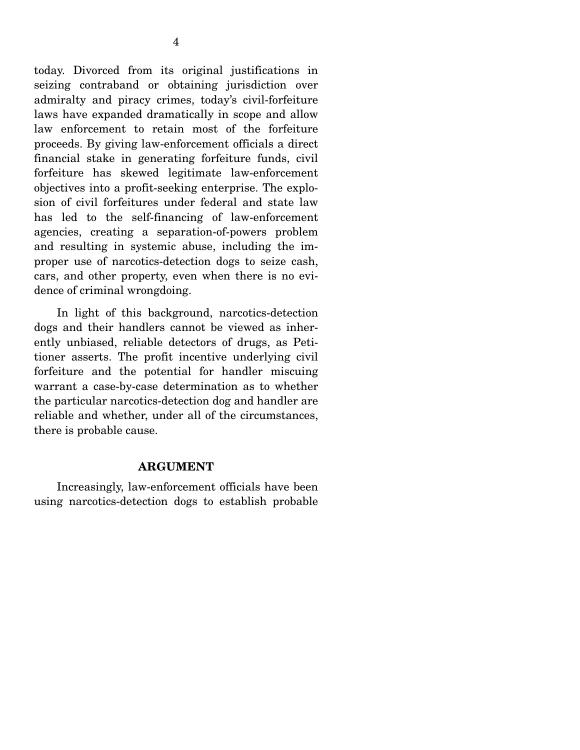today. Divorced from its original justifications in seizing contraband or obtaining jurisdiction over admiralty and piracy crimes, today's civil-forfeiture laws have expanded dramatically in scope and allow law enforcement to retain most of the forfeiture proceeds. By giving law-enforcement officials a direct financial stake in generating forfeiture funds, civil forfeiture has skewed legitimate law-enforcement objectives into a profit-seeking enterprise. The explosion of civil forfeitures under federal and state law has led to the self-financing of law-enforcement agencies, creating a separation-of-powers problem and resulting in systemic abuse, including the improper use of narcotics-detection dogs to seize cash, cars, and other property, even when there is no evidence of criminal wrongdoing.

In light of this background, narcotics-detection dogs and their handlers cannot be viewed as inherently unbiased, reliable detectors of drugs, as Petitioner asserts. The profit incentive underlying civil forfeiture and the potential for handler miscuing warrant a case-by-case determination as to whether the particular narcotics-detection dog and handler are reliable and whether, under all of the circumstances, there is probable cause.

## ARGUMENT

Increasingly, law-enforcement officials have been using narcotics-detection dogs to establish probable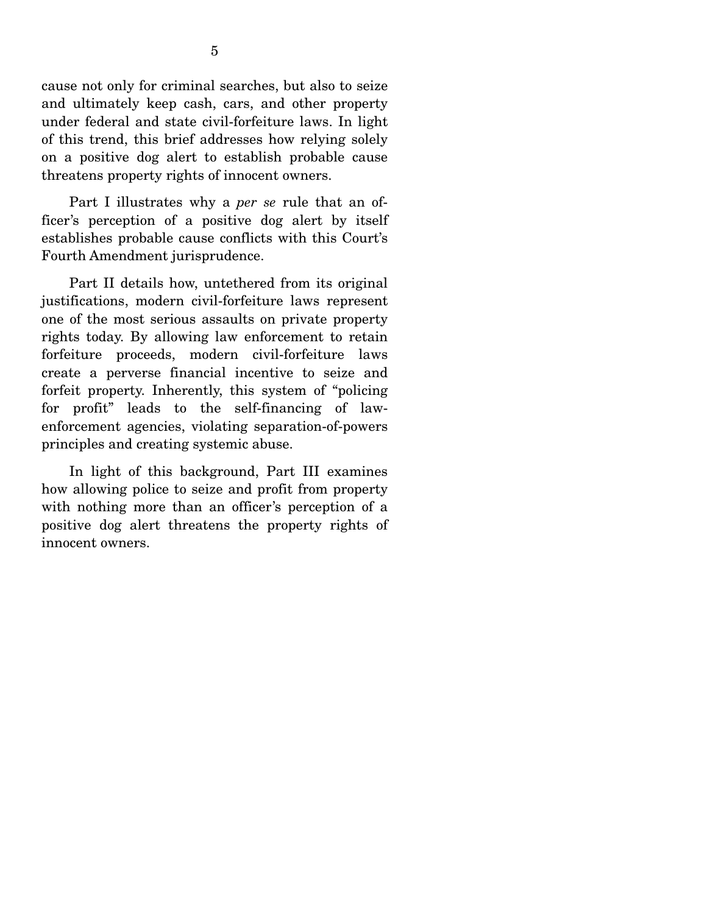cause not only for criminal searches, but also to seize and ultimately keep cash, cars, and other property under federal and state civil-forfeiture laws. In light of this trend, this brief addresses how relying solely on a positive dog alert to establish probable cause threatens property rights of innocent owners.

Part I illustrates why a *per se* rule that an officer's perception of a positive dog alert by itself establishes probable cause conflicts with this Court's Fourth Amendment jurisprudence.

Part II details how, untethered from its original justifications, modern civil-forfeiture laws represent one of the most serious assaults on private property rights today. By allowing law enforcement to retain forfeiture proceeds, modern civil-forfeiture laws create a perverse financial incentive to seize and forfeit property. Inherently, this system of "policing for profit" leads to the self-financing of law-enforcement agencies, violating separation-of-powers principles and creating systemic abuse.

In light of this background, Part III examines how allowing police to seize and profit from property with nothing more than an officer's perception of a positive dog alert threatens the property rights of innocent owners.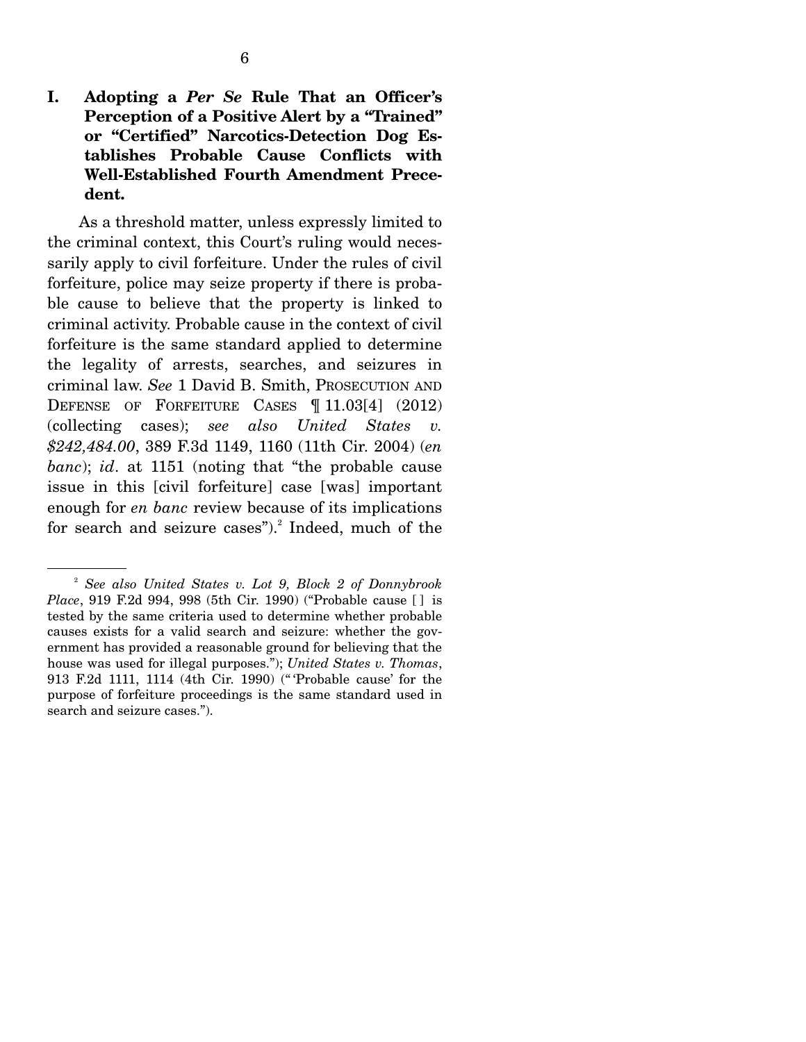## I. Adopting a *Per Se* Rule That an Officer's Perception of a Positive Alert by a "Trained" or "Certified" Narcotics-Detection Dog Establishes Probable Cause Conflicts with Well-Established Fourth Amendment Precedent.

As a threshold matter, unless expressly limited to the criminal context, this Court's ruling would necessarily apply to civil forfeiture. Under the rules of civil forfeiture, police may seize property if there is probable cause to believe that the property is linked to criminal activity. Probable cause in the context of civil forfeiture is the same standard applied to determine the legality of arrests, searches, and seizures in criminal law. *See* 1 David B. Smith, PROSECUTION AND DEFENSE OF FORFEITURE CASES ¶ 11.03[4] (2012) (collecting cases); *see also United States v. $242,484.00*, 389 F.3d 1149, 1160 (11th Cir. 2004) (*en banc*); *id*. at 1151 (noting that "the probable cause issue in this [civil forfeiture] case [was] important enough for *en banc* review because of its implications for search and seizure cases").[2] Indeed, much of the

---

[2] *See also United States v. Lot 9, Block 2 of Donnybrook Place*, 919 F.2d 994, 998 (5th Cir. 1990) ("Probable cause [ ] is tested by the same criteria used to determine whether probable causes exists for a valid search and seizure: whether the government has provided a reasonable ground for believing that the house was used for illegal purposes."); *United States v. Thomas*, 913 F.2d 1111, 1114 (4th Cir. 1990) ("'Probable cause' for the purpose of forfeiture proceedings is the same standard used in search and seizure cases.").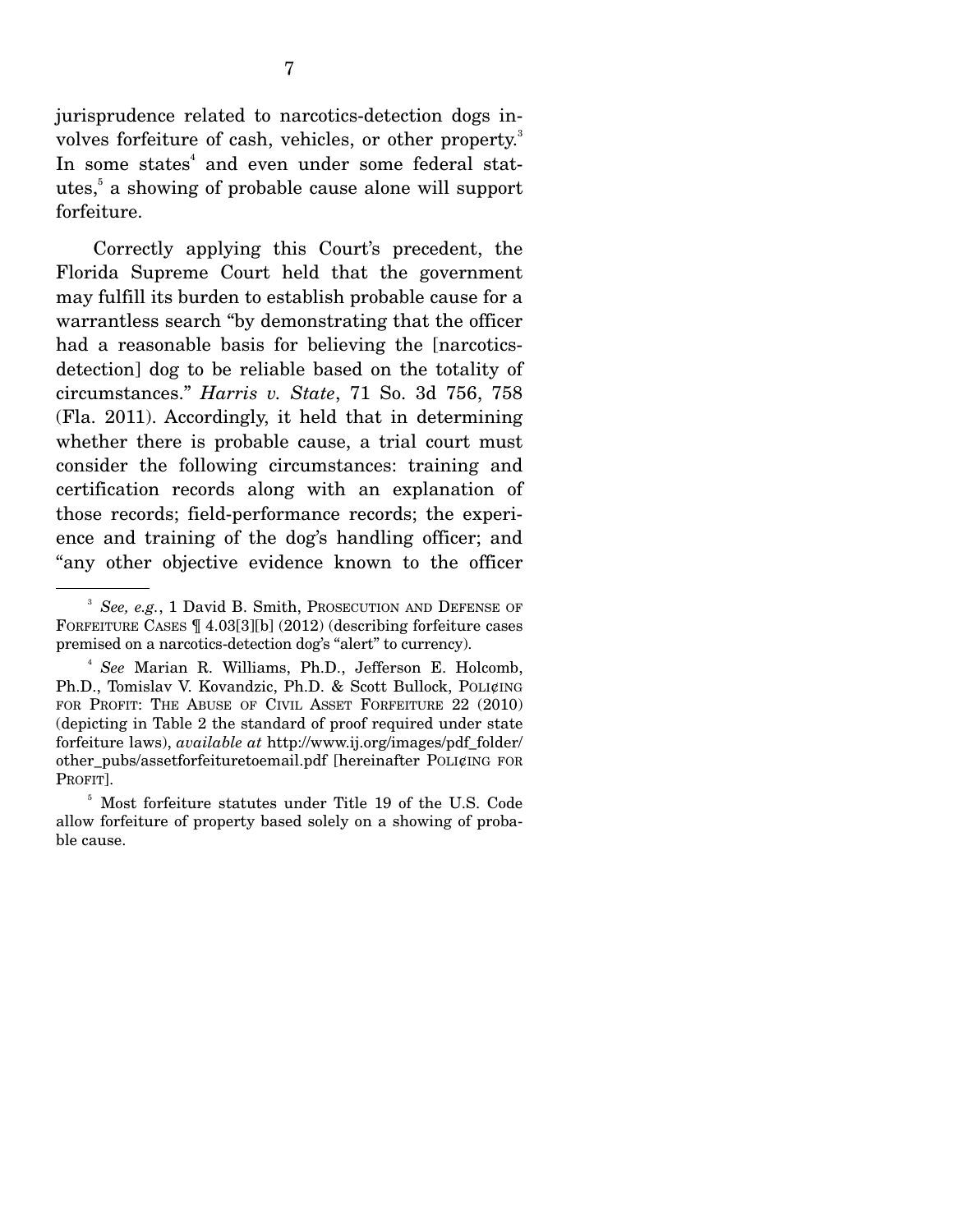jurisprudence related to narcotics-detection dogs involves forfeiture of cash, vehicles, or other property.[3] In some states[4] and even under some federal statutes,[5] a showing of probable cause alone will support forfeiture.

Correctly applying this Court's precedent, the Florida Supreme Court held that the government may fulfill its burden to establish probable cause for a warrantless search "by demonstrating that the officer had a reasonable basis for believing the [narcotics-detection] dog to be reliable based on the totality of circumstances." *Harris v. State*, 71 So. 3d 756, 758 (Fla. 2011). Accordingly, it held that in determining whether there is probable cause, a trial court must consider the following circumstances: training and certification records along with an explanation of those records; field-performance records; the experience and training of the dog's handling officer; and "any other objective evidence known to the officer

---

[3] *See, e.g.*, 1 David B. Smith, PROSECUTION AND DEFENSE OF FORFEITURE CASES ¶ 4.03[3][b] (2012) (describing forfeiture cases premised on a narcotics-detection dog's "alert" to currency).

[4] *See* Marian R. Williams, Ph.D., Jefferson E. Holcomb, Ph.D., Tomislav V. Kovandzic, Ph.D. & Scott Bullock, POLI¢ING FOR PROFIT: THE ABUSE OF CIVIL ASSET FORFEITURE 22 (2010) (depicting in Table 2 the standard of proof required under state forfeiture laws), *available at* http://www.ij.org/images/pdf_folder/other_pubs/assetforfeituretoemail.pdf [hereinafter POLI¢ING FOR PROFIT].

[5] Most forfeiture statutes under Title 19 of the U.S. Code allow forfeiture of property based solely on a showing of probable cause.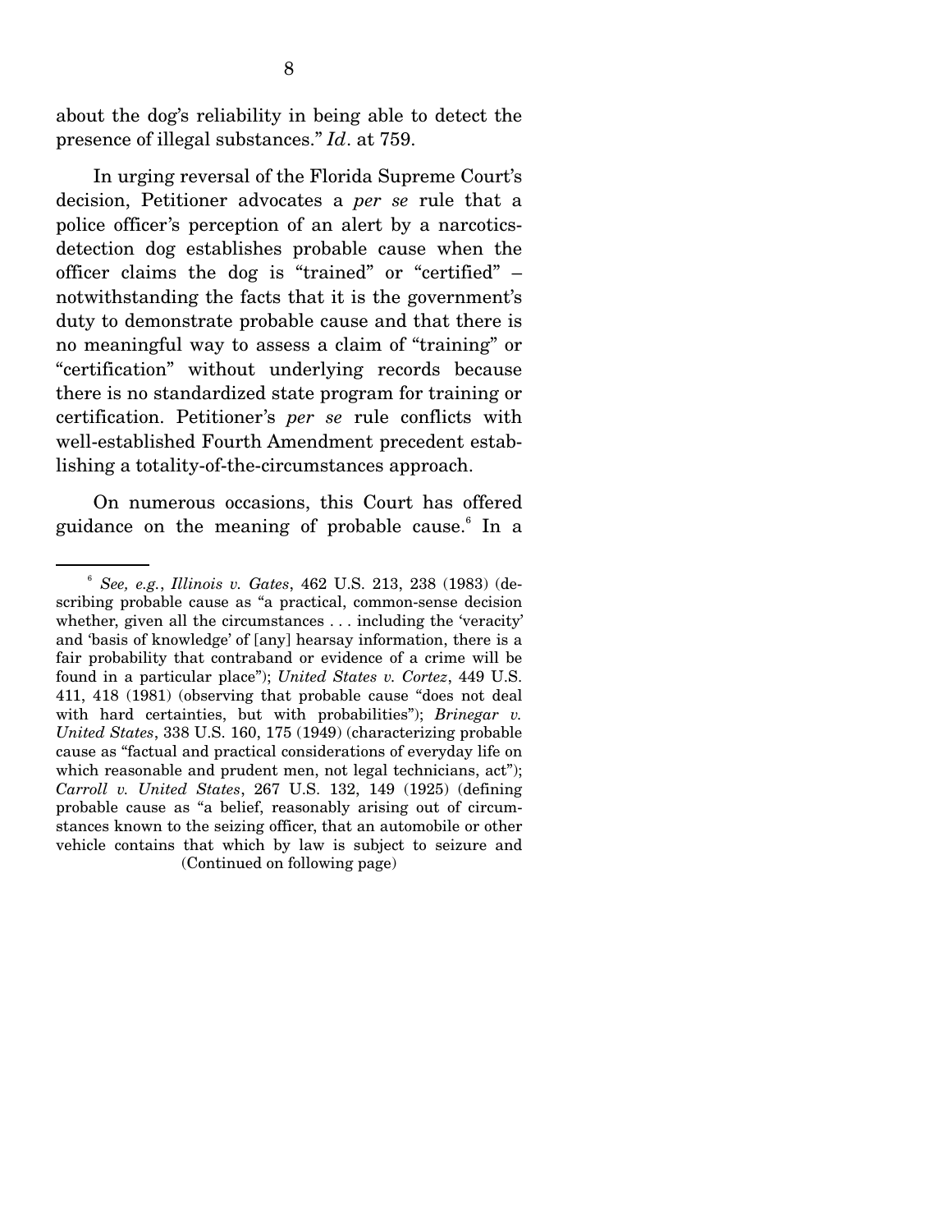about the dog's reliability in being able to detect the presence of illegal substances." *Id*. at 759.

In urging reversal of the Florida Supreme Court's decision, Petitioner advocates a *per se* rule that a police officer's perception of an alert by a narcotics-detection dog establishes probable cause when the officer claims the dog is "trained" or "certified" – notwithstanding the facts that it is the government's duty to demonstrate probable cause and that there is no meaningful way to assess a claim of "training" or "certification" without underlying records because there is no standardized state program for training or certification. Petitioner's *per se* rule conflicts with well-established Fourth Amendment precedent establishing a totality-of-the-circumstances approach.

On numerous occasions, this Court has offered guidance on the meaning of probable cause.[6] In a

---

[6] *See, e.g.*, *Illinois v. Gates*, 462 U.S. 213, 238 (1983) (describing probable cause as "a practical, common-sense decision whether, given all the circumstances . . . including the 'veracity' and 'basis of knowledge' of [any] hearsay information, there is a fair probability that contraband or evidence of a crime will be found in a particular place"); *United States v. Cortez*, 449 U.S. 411, 418 (1981) (observing that probable cause "does not deal with hard certainties, but with probabilities"); *Brinegar v. United States*, 338 U.S. 160, 175 (1949) (characterizing probable cause as "factual and practical considerations of everyday life on which reasonable and prudent men, not legal technicians, act"); *Carroll v. United States*, 267 U.S. 132, 149 (1925) (defining probable cause as "a belief, reasonably arising out of circumstances known to the seizing officer, that an automobile or other vehicle contains that which by law is subject to seizure and

(Continued on following page)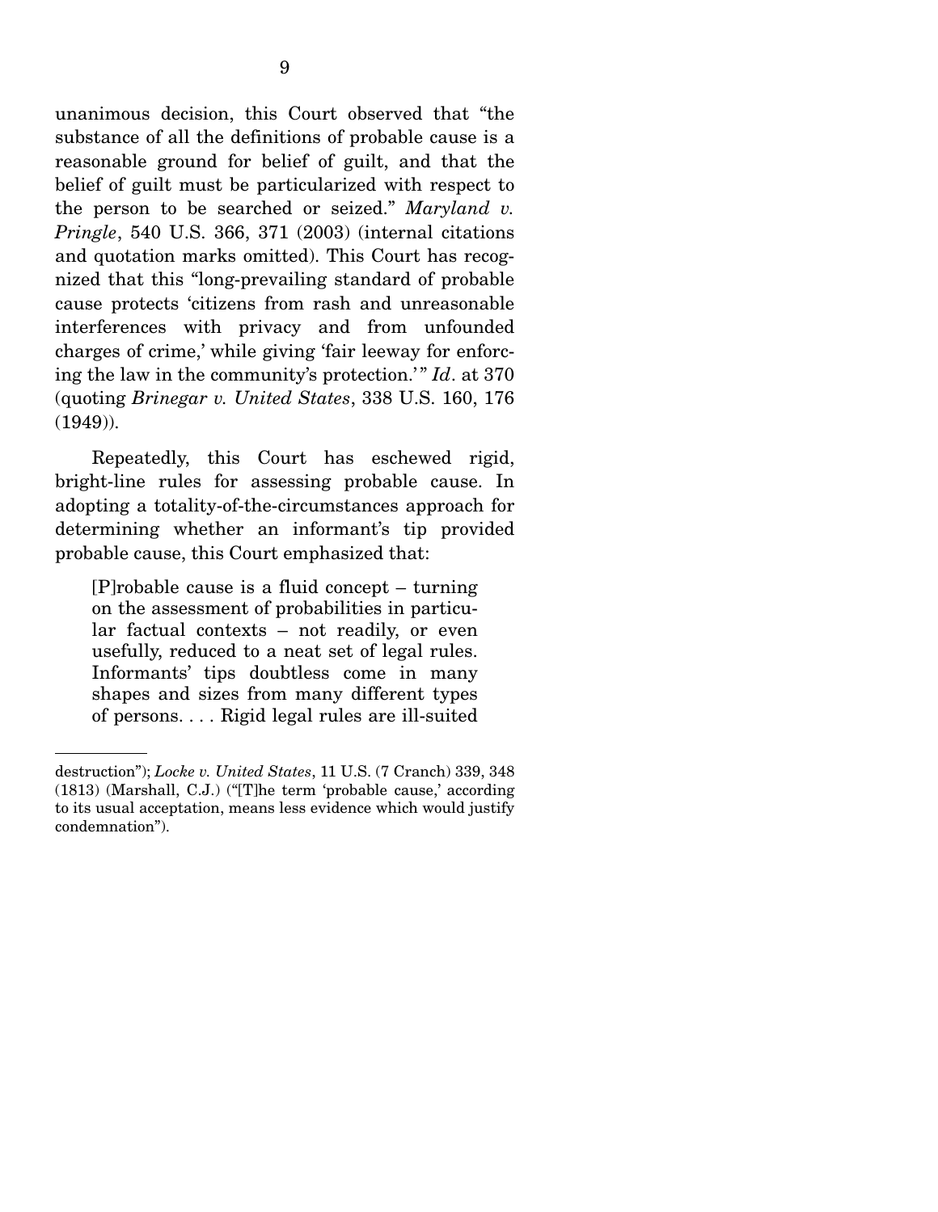unanimous decision, this Court observed that "the substance of all the definitions of probable cause is a reasonable ground for belief of guilt, and that the belief of guilt must be particularized with respect to the person to be searched or seized." *Maryland v. Pringle*, 540 U.S. 366, 371 (2003) (internal citations and quotation marks omitted). This Court has recognized that this "long-prevailing standard of probable cause protects 'citizens from rash and unreasonable interferences with privacy and from unfounded charges of crime,' while giving 'fair leeway for enforcing the law in the community's protection.'" *Id*. at 370 (quoting *Brinegar v. United States*, 338 U.S. 160, 176 (1949)).

Repeatedly, this Court has eschewed rigid, bright-line rules for assessing probable cause. In adopting a totality-of-the-circumstances approach for determining whether an informant's tip provided probable cause, this Court emphasized that:

> [P]robable cause is a fluid concept – turning on the assessment of probabilities in particular factual contexts – not readily, or even usefully, reduced to a neat set of legal rules. Informants' tips doubtless come in many shapes and sizes from many different types of persons. . . . Rigid legal rules are ill-suited

---

destruction"); *Locke v. United States*, 11 U.S. (7 Cranch) 339, 348 (1813) (Marshall, C.J.) ("[T]he term 'probable cause,' according to its usual acceptation, means less evidence which would justify condemnation").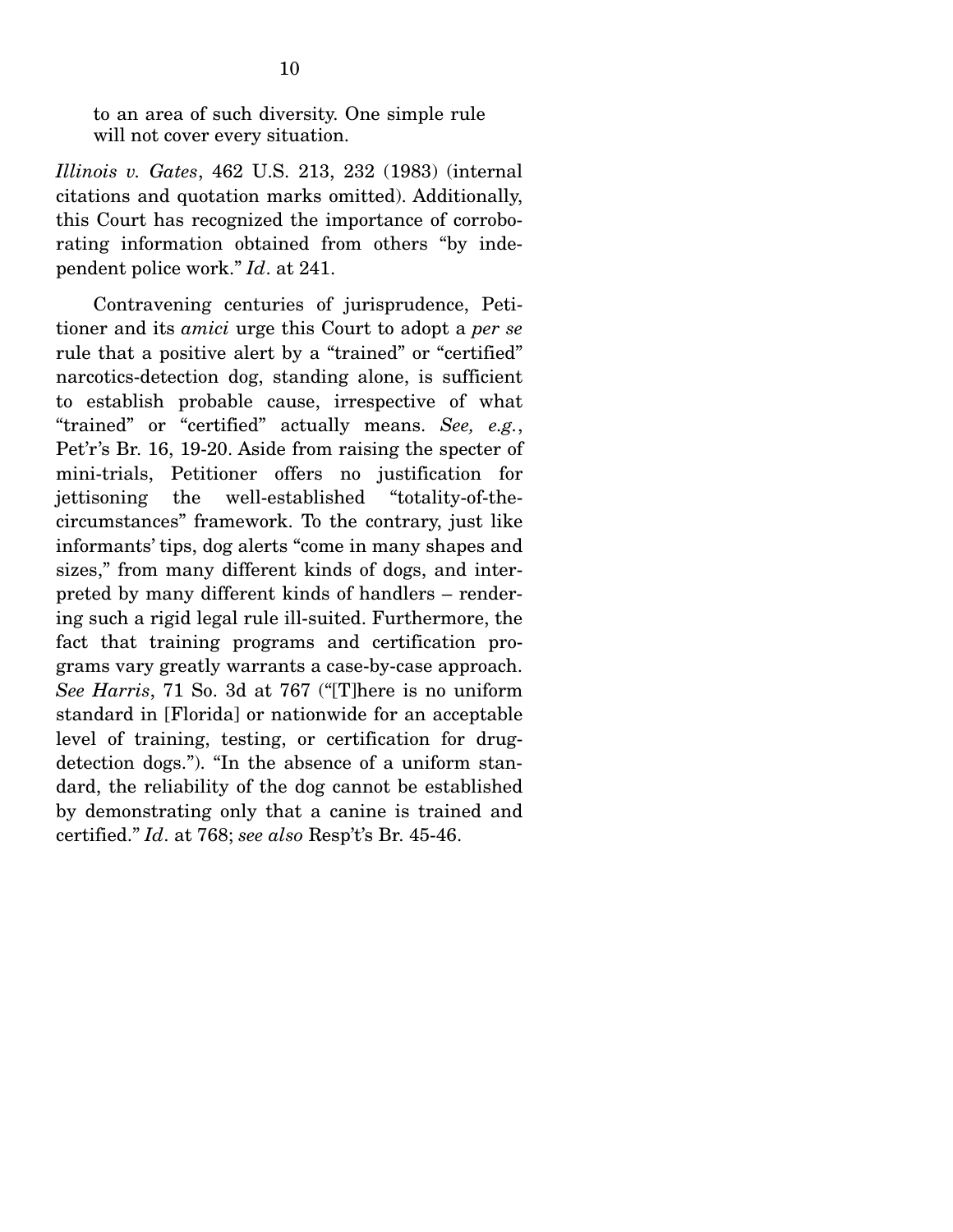> to an area of such diversity. One simple rule will not cover every situation.

*Illinois v. Gates*, 462 U.S. 213, 232 (1983) (internal citations and quotation marks omitted). Additionally, this Court has recognized the importance of corroborating information obtained from others "by independent police work." *Id*. at 241.

Contravening centuries of jurisprudence, Petitioner and its *amici* urge this Court to adopt a *per se* rule that a positive alert by a "trained" or "certified" narcotics-detection dog, standing alone, is sufficient to establish probable cause, irrespective of what "trained" or "certified" actually means. *See, e.g.*, Pet'r's Br. 16, 19-20. Aside from raising the specter of mini-trials, Petitioner offers no justification for jettisoning the well-established "totality-of-the-circumstances" framework. To the contrary, just like informants' tips, dog alerts "come in many shapes and sizes," from many different kinds of dogs, and interpreted by many different kinds of handlers – rendering such a rigid legal rule ill-suited. Furthermore, the fact that training programs and certification programs vary greatly warrants a case-by-case approach. *See Harris*, 71 So. 3d at 767 ("[T]here is no uniform standard in [Florida] or nationwide for an acceptable level of training, testing, or certification for drug-detection dogs."). "In the absence of a uniform standard, the reliability of the dog cannot be established by demonstrating only that a canine is trained and certified." *Id*. at 768; *see also* Resp't's Br. 45-46.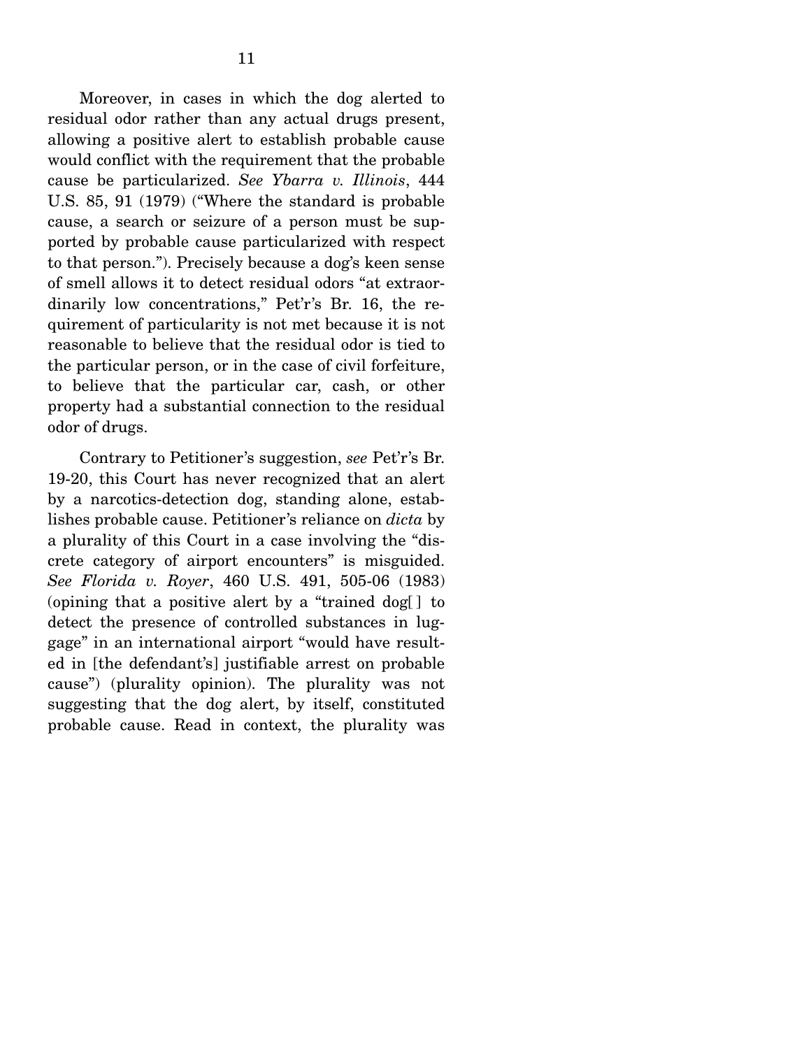Moreover, in cases in which the dog alerted to residual odor rather than any actual drugs present, allowing a positive alert to establish probable cause would conflict with the requirement that the probable cause be particularized. *See Ybarra v. Illinois*, 444 U.S. 85, 91 (1979) ("Where the standard is probable cause, a search or seizure of a person must be supported by probable cause particularized with respect to that person."). Precisely because a dog's keen sense of smell allows it to detect residual odors "at extraordinarily low concentrations," Pet'r's Br. 16, the requirement of particularity is not met because it is not reasonable to believe that the residual odor is tied to the particular person, or in the case of civil forfeiture, to believe that the particular car, cash, or other property had a substantial connection to the residual odor of drugs.

Contrary to Petitioner's suggestion, *see* Pet'r's Br. 19-20, this Court has never recognized that an alert by a narcotics-detection dog, standing alone, establishes probable cause. Petitioner's reliance on *dicta* by a plurality of this Court in a case involving the "discrete category of airport encounters" is misguided. *See Florida v. Royer*, 460 U.S. 491, 505-06 (1983) (opining that a positive alert by a "trained dog[ ] to detect the presence of controlled substances in luggage" in an international airport "would have resulted in [the defendant's] justifiable arrest on probable cause") (plurality opinion). The plurality was not suggesting that the dog alert, by itself, constituted probable cause. Read in context, the plurality was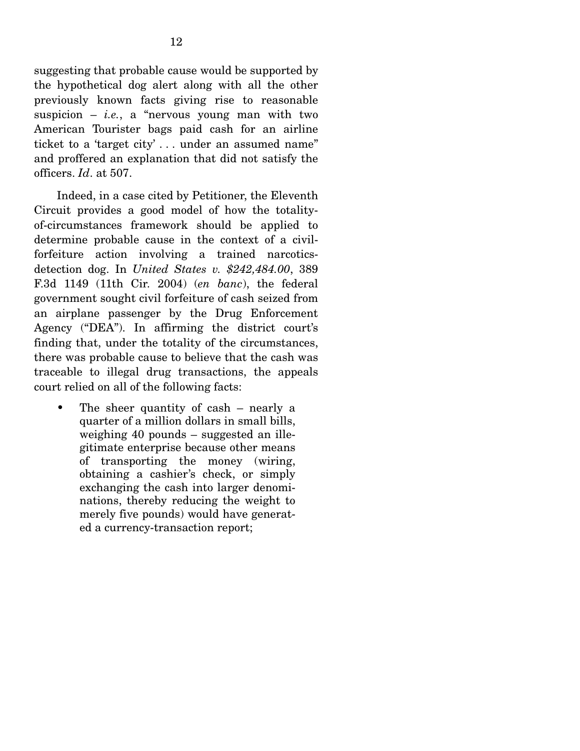suggesting that probable cause would be supported by the hypothetical dog alert along with all the other previously known facts giving rise to reasonable suspicion – *i.e.*, a "nervous young man with two American Tourister bags paid cash for an airline ticket to a 'target city' . . . under an assumed name" and proffered an explanation that did not satisfy the officers. *Id*. at 507.

Indeed, in a case cited by Petitioner, the Eleventh Circuit provides a good model of how the totality-of-circumstances framework should be applied to determine probable cause in the context of a civil-forfeiture action involving a trained narcotics-detection dog. In *United States v. $242,484.00*, 389 F.3d 1149 (11th Cir. 2004) (*en banc*), the federal government sought civil forfeiture of cash seized from an airplane passenger by the Drug Enforcement Agency ("DEA"). In affirming the district court's finding that, under the totality of the circumstances, there was probable cause to believe that the cash was traceable to illegal drug transactions, the appeals court relied on all of the following facts:

- The sheer quantity of cash – nearly a quarter of a million dollars in small bills, weighing 40 pounds – suggested an illegitimate enterprise because other means of transporting the money (wiring, obtaining a cashier's check, or simply exchanging the cash into larger denominations, thereby reducing the weight to merely five pounds) would have generated a currency-transaction report;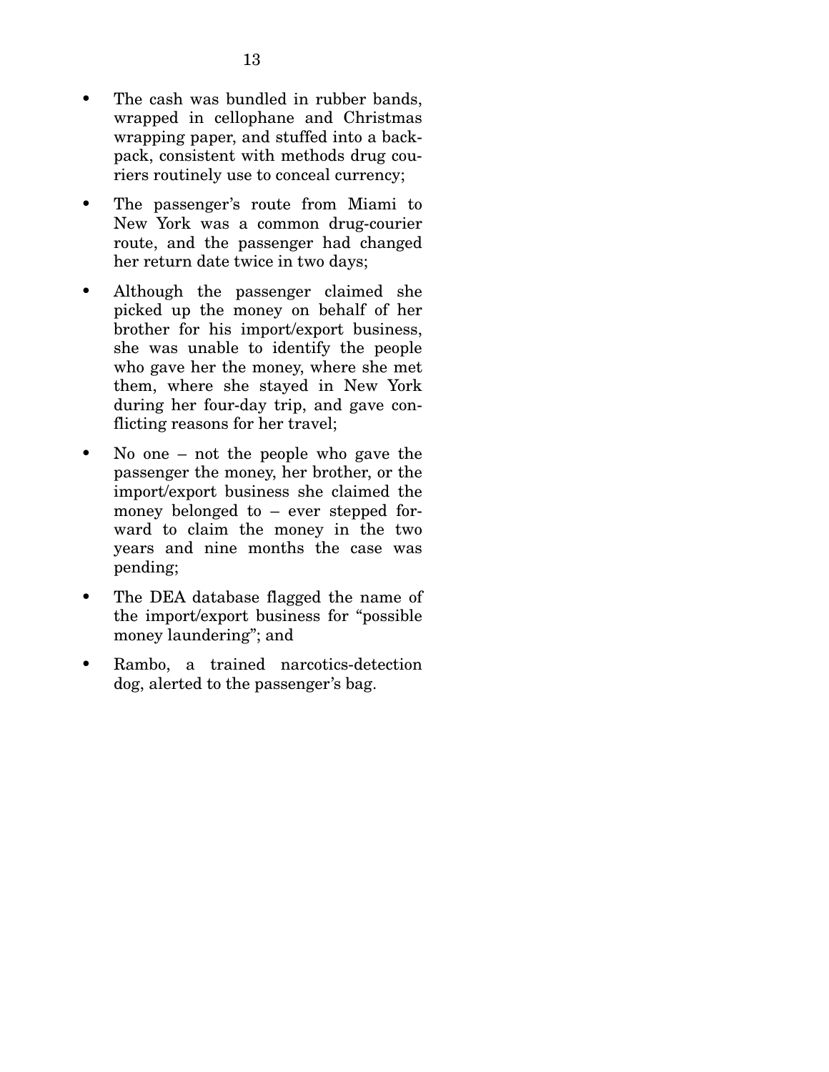- The cash was bundled in rubber bands, wrapped in cellophane and Christmas wrapping paper, and stuffed into a backpack, consistent with methods drug couriers routinely use to conceal currency;
- The passenger's route from Miami to New York was a common drug-courier route, and the passenger had changed her return date twice in two days;
- Although the passenger claimed she picked up the money on behalf of her brother for his import/export business, she was unable to identify the people who gave her the money, where she met them, where she stayed in New York during her four-day trip, and gave conflicting reasons for her travel;
- No one – not the people who gave the passenger the money, her brother, or the import/export business she claimed the money belonged to – ever stepped forward to claim the money in the two years and nine months the case was pending;
- The DEA database flagged the name of the import/export business for "possible money laundering"; and
- Rambo, a trained narcotics-detection dog, alerted to the passenger's bag.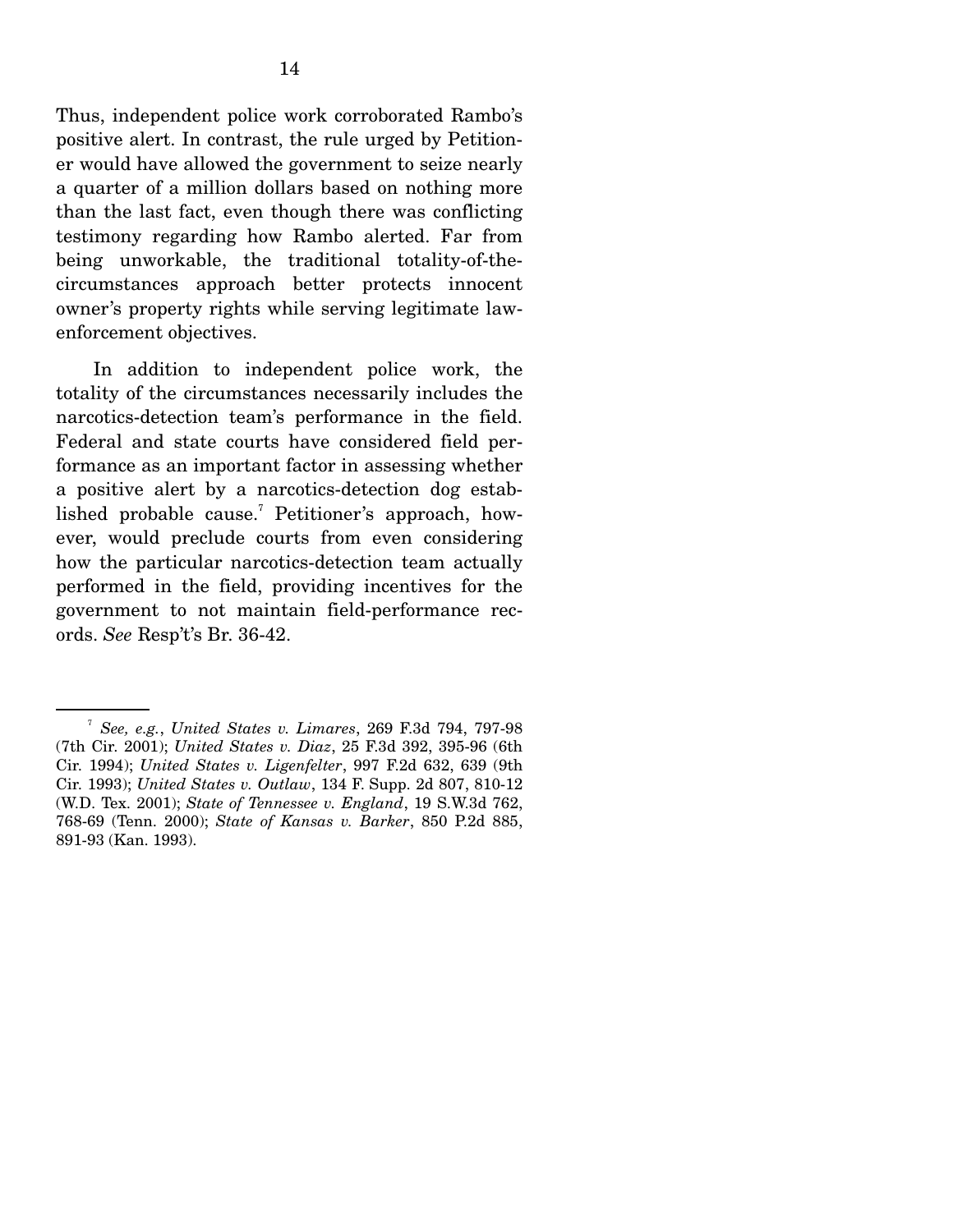Thus, independent police work corroborated Rambo's positive alert. In contrast, the rule urged by Petitioner would have allowed the government to seize nearly a quarter of a million dollars based on nothing more than the last fact, even though there was conflicting testimony regarding how Rambo alerted. Far from being unworkable, the traditional totality-of-the-circumstances approach better protects innocent owner's property rights while serving legitimate law-enforcement objectives.

In addition to independent police work, the totality of the circumstances necessarily includes the narcotics-detection team's performance in the field. Federal and state courts have considered field performance as an important factor in assessing whether a positive alert by a narcotics-detection dog established probable cause.[7] Petitioner's approach, however, would preclude courts from even considering how the particular narcotics-detection team actually performed in the field, providing incentives for the government to not maintain field-performance records. *See* Resp't's Br. 36-42.

---

[7] *See, e.g.*, *United States v. Limares*, 269 F.3d 794, 797-98 (7th Cir. 2001); *United States v. Diaz*, 25 F.3d 392, 395-96 (6th Cir. 1994); *United States v. Ligenfelter*, 997 F.2d 632, 639 (9th Cir. 1993); *United States v. Outlaw*, 134 F. Supp. 2d 807, 810-12 (W.D. Tex. 2001); *State of Tennessee v. England*, 19 S.W.3d 762, 768-69 (Tenn. 2000); *State of Kansas v. Barker*, 850 P.2d 885, 891-93 (Kan. 1993).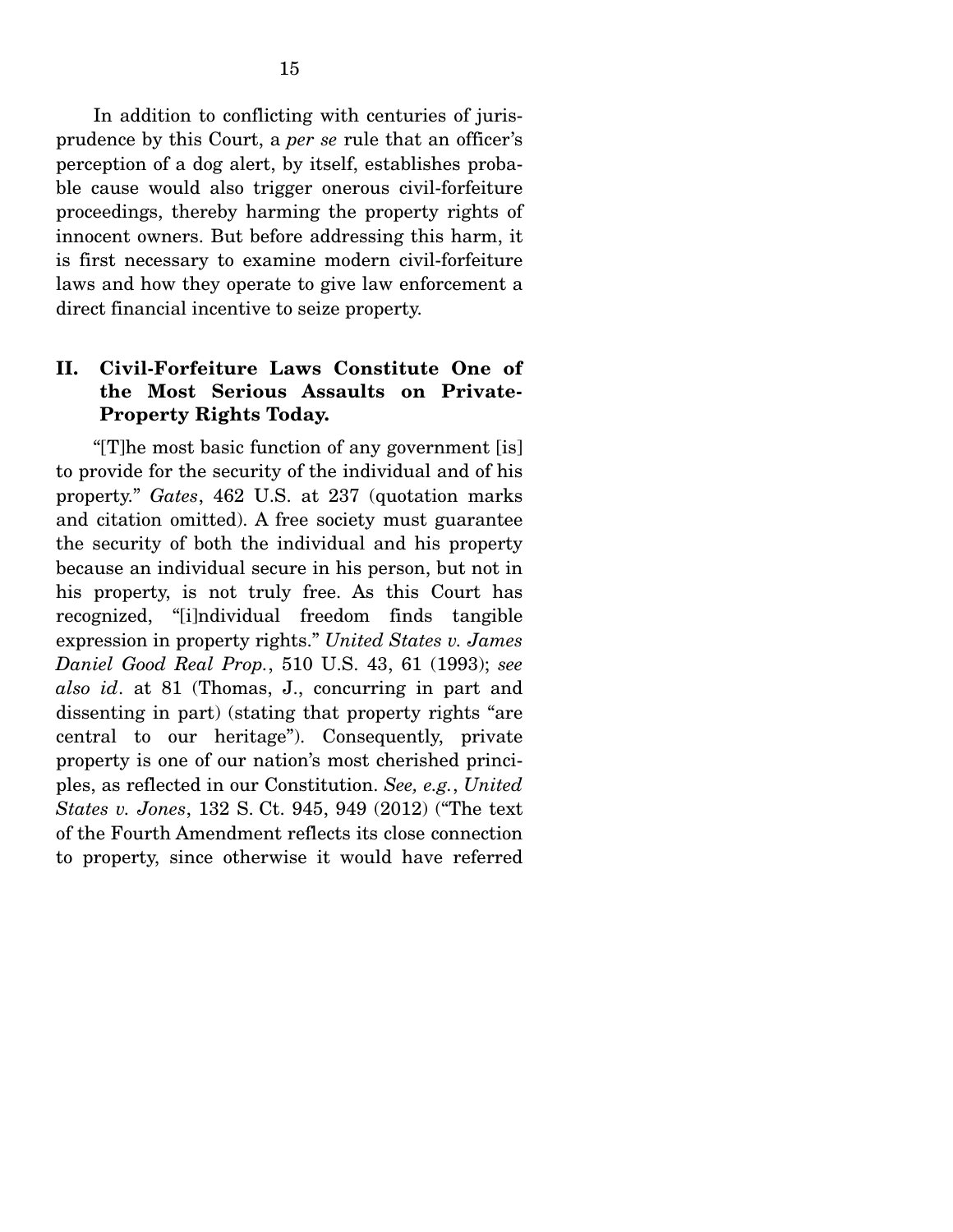In addition to conflicting with centuries of jurisprudence by this Court, a *per se* rule that an officer's perception of a dog alert, by itself, establishes probable cause would also trigger onerous civil-forfeiture proceedings, thereby harming the property rights of innocent owners. But before addressing this harm, it is first necessary to examine modern civil-forfeiture laws and how they operate to give law enforcement a direct financial incentive to seize property.

## II. Civil-Forfeiture Laws Constitute One of the Most Serious Assaults on Private-Property Rights Today.

"[T]he most basic function of any government [is] to provide for the security of the individual and of his property." *Gates*, 462 U.S. at 237 (quotation marks and citation omitted). A free society must guarantee the security of both the individual and his property because an individual secure in his person, but not in his property, is not truly free. As this Court has recognized, "[i]ndividual freedom finds tangible expression in property rights." *United States v. James Daniel Good Real Prop.*, 510 U.S. 43, 61 (1993); *see also id*. at 81 (Thomas, J., concurring in part and dissenting in part) (stating that property rights "are central to our heritage"). Consequently, private property is one of our nation's most cherished principles, as reflected in our Constitution. *See, e.g.*, *United States v. Jones*, 132 S. Ct. 945, 949 (2012) ("The text of the Fourth Amendment reflects its close connection to property, since otherwise it would have referred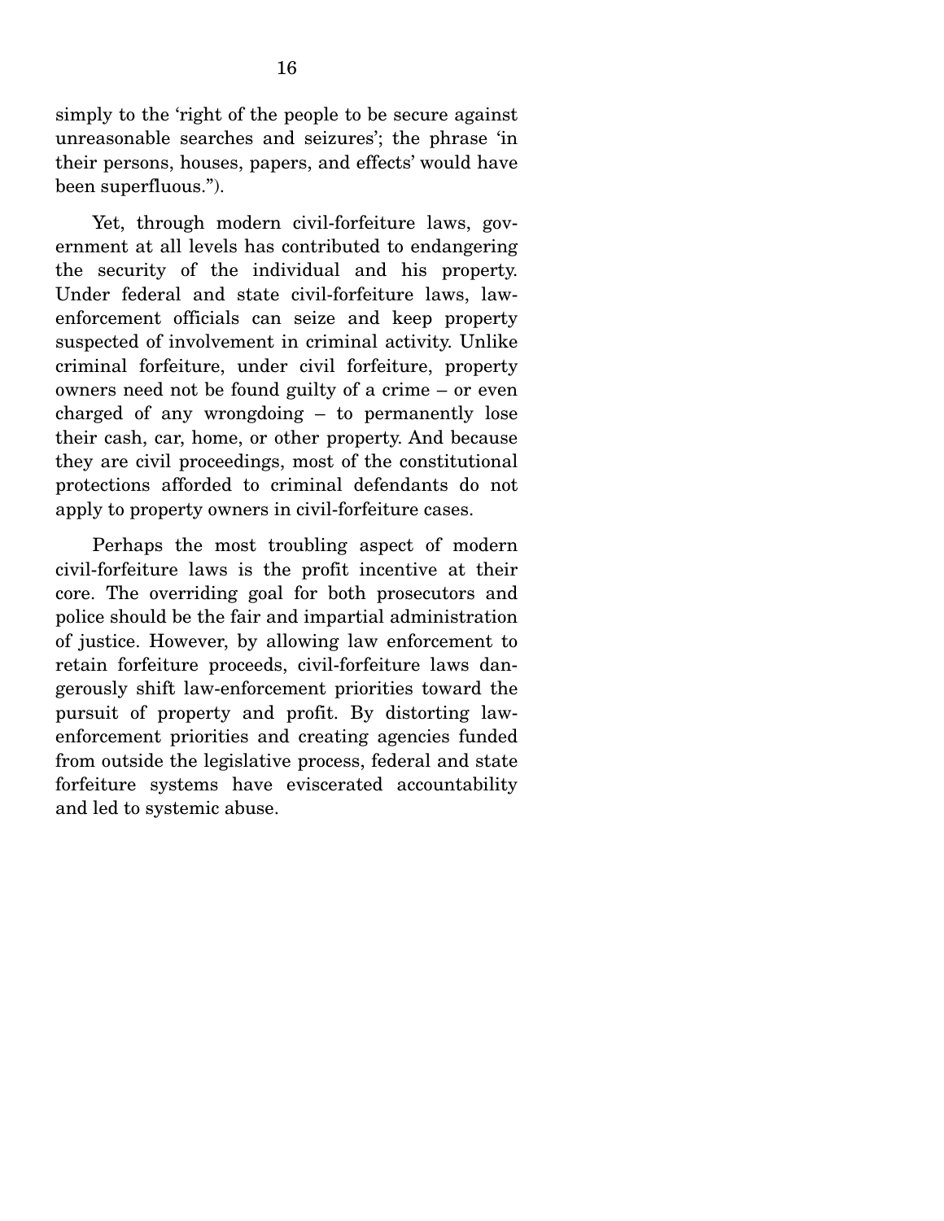simply to the 'right of the people to be secure against unreasonable searches and seizures'; the phrase 'in their persons, houses, papers, and effects' would have been superfluous.").

Yet, through modern civil-forfeiture laws, government at all levels has contributed to endangering the security of the individual and his property. Under federal and state civil-forfeiture laws, law-enforcement officials can seize and keep property suspected of involvement in criminal activity. Unlike criminal forfeiture, under civil forfeiture, property owners need not be found guilty of a crime – or even charged of any wrongdoing – to permanently lose their cash, car, home, or other property. And because they are civil proceedings, most of the constitutional protections afforded to criminal defendants do not apply to property owners in civil-forfeiture cases.

Perhaps the most troubling aspect of modern civil-forfeiture laws is the profit incentive at their core. The overriding goal for both prosecutors and police should be the fair and impartial administration of justice. However, by allowing law enforcement to retain forfeiture proceeds, civil-forfeiture laws dangerously shift law-enforcement priorities toward the pursuit of property and profit. By distorting law-enforcement priorities and creating agencies funded from outside the legislative process, federal and state forfeiture systems have eviscerated accountability and led to systemic abuse.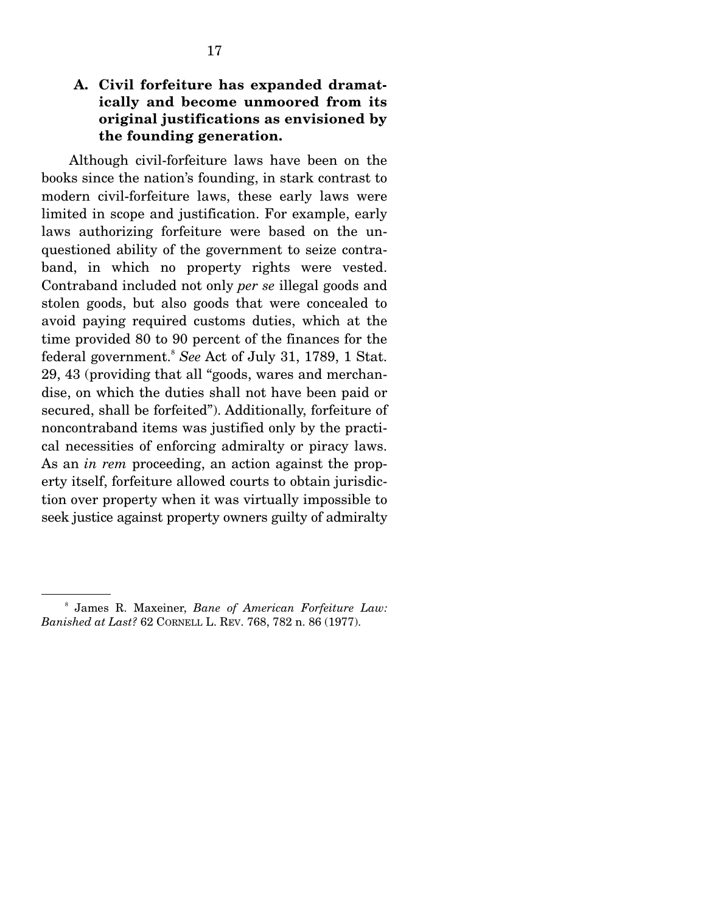### A. Civil forfeiture has expanded dramatically and become unmoored from its original justifications as envisioned by the founding generation.

Although civil-forfeiture laws have been on the books since the nation's founding, in stark contrast to modern civil-forfeiture laws, these early laws were limited in scope and justification. For example, early laws authorizing forfeiture were based on the unquestioned ability of the government to seize contraband, in which no property rights were vested. Contraband included not only *per se* illegal goods and stolen goods, but also goods that were concealed to avoid paying required customs duties, which at the time provided 80 to 90 percent of the finances for the federal government.[8] *See* Act of July 31, 1789, 1 Stat. 29, 43 (providing that all "goods, wares and merchandise, on which the duties shall not have been paid or secured, shall be forfeited"). Additionally, forfeiture of noncontraband items was justified only by the practical necessities of enforcing admiralty or piracy laws. As an *in rem* proceeding, an action against the property itself, forfeiture allowed courts to obtain jurisdiction over property when it was virtually impossible to seek justice against property owners guilty of admiralty

---

[8] James R. Maxeiner, *Bane of American Forfeiture Law: Banished at Last?* 62 CORNELL L. REV. 768, 782 n. 86 (1977).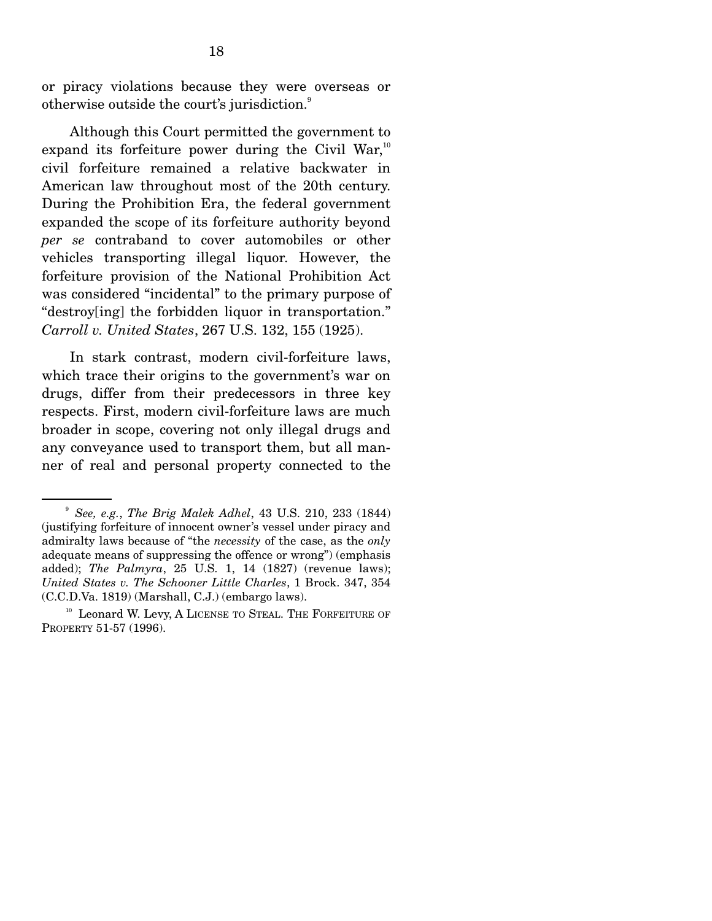or piracy violations because they were overseas or otherwise outside the court's jurisdiction.[9]

Although this Court permitted the government to expand its forfeiture power during the Civil War,[10] civil forfeiture remained a relative backwater in American law throughout most of the 20th century. During the Prohibition Era, the federal government expanded the scope of its forfeiture authority beyond *per se* contraband to cover automobiles or other vehicles transporting illegal liquor. However, the forfeiture provision of the National Prohibition Act was considered "incidental" to the primary purpose of "destroy[ing] the forbidden liquor in transportation." *Carroll v. United States*, 267 U.S. 132, 155 (1925).

In stark contrast, modern civil-forfeiture laws, which trace their origins to the government's war on drugs, differ from their predecessors in three key respects. First, modern civil-forfeiture laws are much broader in scope, covering not only illegal drugs and any conveyance used to transport them, but all manner of real and personal property connected to the

---

[9] *See, e.g.*, *The Brig Malek Adhel*, 43 U.S. 210, 233 (1844) (justifying forfeiture of innocent owner's vessel under piracy and admiralty laws because of "the *necessity* of the case, as the *only* adequate means of suppressing the offence or wrong") (emphasis added); *The Palmyra*, 25 U.S. 1, 14 (1827) (revenue laws); *United States v. The Schooner Little Charles*, 1 Brock. 347, 354 (C.C.D.Va. 1819) (Marshall, C.J.) (embargo laws).

[10] Leonard W. Levy, A LICENSE TO STEAL. THE FORFEITURE OF PROPERTY 51-57 (1996).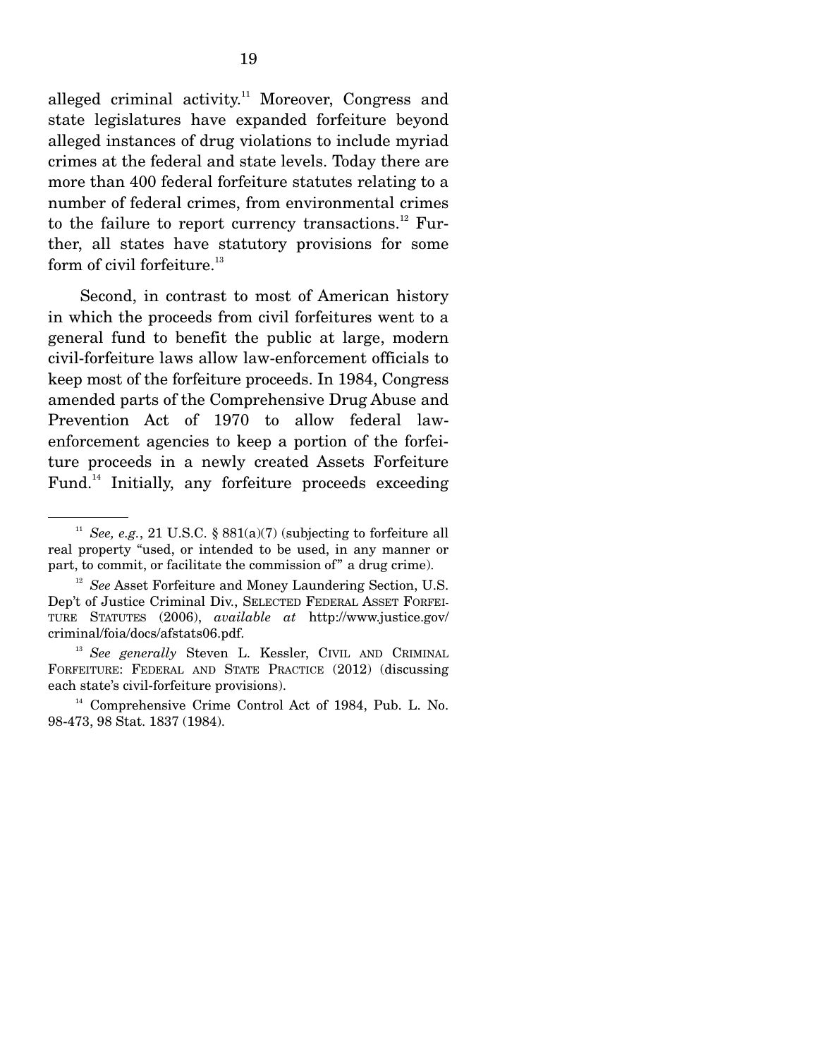alleged criminal activity.[11] Moreover, Congress and state legislatures have expanded forfeiture beyond alleged instances of drug violations to include myriad crimes at the federal and state levels. Today there are more than 400 federal forfeiture statutes relating to a number of federal crimes, from environmental crimes to the failure to report currency transactions.[12] Further, all states have statutory provisions for some form of civil forfeiture.[13]

Second, in contrast to most of American history in which the proceeds from civil forfeitures went to a general fund to benefit the public at large, modern civil-forfeiture laws allow law-enforcement officials to keep most of the forfeiture proceeds. In 1984, Congress amended parts of the Comprehensive Drug Abuse and Prevention Act of 1970 to allow federal law-enforcement agencies to keep a portion of the forfeiture proceeds in a newly created Assets Forfeiture Fund.[14] Initially, any forfeiture proceeds exceeding

---

[11] *See, e.g.*, 21 U.S.C. § 881(a)(7) (subjecting to forfeiture all real property "used, or intended to be used, in any manner or part, to commit, or facilitate the commission of" a drug crime).

[12] *See* Asset Forfeiture and Money Laundering Section, U.S. Dep't of Justice Criminal Div., SELECTED FEDERAL ASSET FORFEITURE STATUTES (2006), *available at* http://www.justice.gov/criminal/foia/docs/afstats06.pdf.

[13] *See generally* Steven L. Kessler, CIVIL AND CRIMINAL FORFEITURE: FEDERAL AND STATE PRACTICE (2012) (discussing each state's civil-forfeiture provisions).

[14] Comprehensive Crime Control Act of 1984, Pub. L. No. 98-473, 98 Stat. 1837 (1984).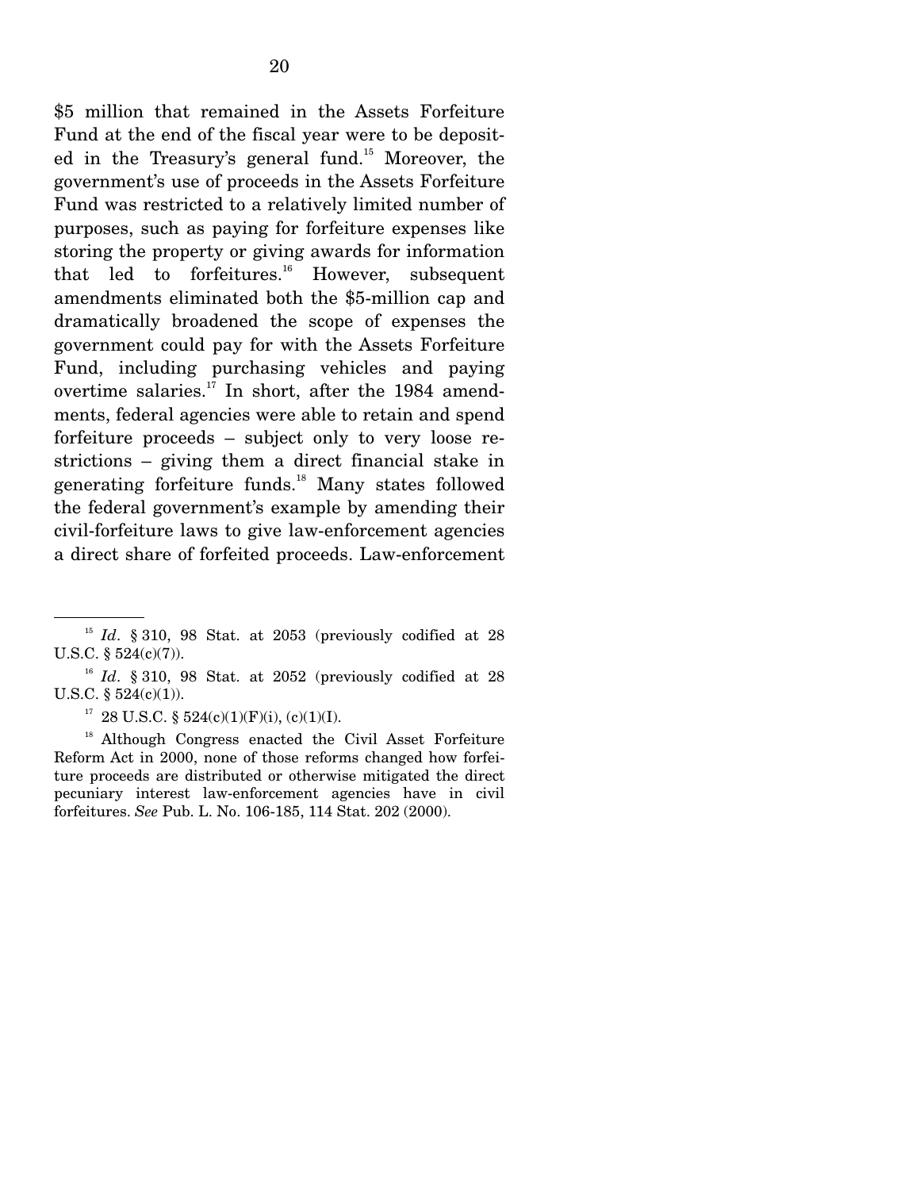$5 million that remained in the Assets Forfeiture Fund at the end of the fiscal year were to be deposited in the Treasury's general fund.[15] Moreover, the government's use of proceeds in the Assets Forfeiture Fund was restricted to a relatively limited number of purposes, such as paying for forfeiture expenses like storing the property or giving awards for information that led to forfeitures.[16] However, subsequent amendments eliminated both the $5-million cap and dramatically broadened the scope of expenses the government could pay for with the Assets Forfeiture Fund, including purchasing vehicles and paying overtime salaries.[17] In short, after the 1984 amendments, federal agencies were able to retain and spend forfeiture proceeds – subject only to very loose restrictions – giving them a direct financial stake in generating forfeiture funds.[18] Many states followed the federal government's example by amending their civil-forfeiture laws to give law-enforcement agencies a direct share of forfeited proceeds. Law-enforcement

---

[15] *Id*. § 310, 98 Stat. at 2053 (previously codified at 28 U.S.C. § 524(c)(7)).

[16] *Id*. § 310, 98 Stat. at 2052 (previously codified at 28 U.S.C. § 524(c)(1)).

[17] 28 U.S.C. § 524(c)(1)(F)(i), (c)(1)(I).

[18] Although Congress enacted the Civil Asset Forfeiture Reform Act in 2000, none of those reforms changed how forfeiture proceeds are distributed or otherwise mitigated the direct pecuniary interest law-enforcement agencies have in civil forfeitures. *See* Pub. L. No. 106-185, 114 Stat. 202 (2000).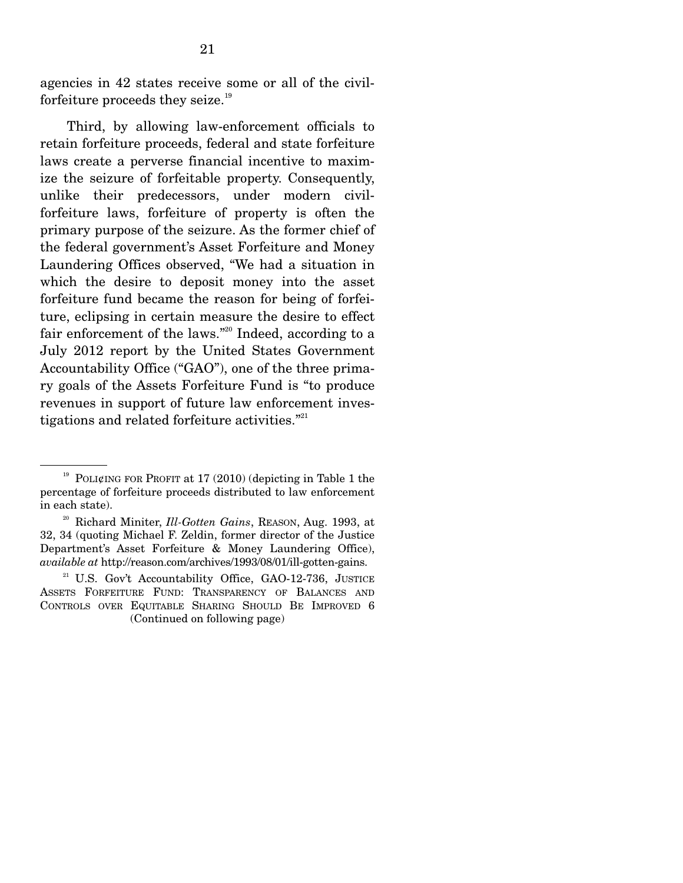agencies in 42 states receive some or all of the civil-forfeiture proceeds they seize.[19]

Third, by allowing law-enforcement officials to retain forfeiture proceeds, federal and state forfeiture laws create a perverse financial incentive to maximize the seizure of forfeitable property. Consequently, unlike their predecessors, under modern civil-forfeiture laws, forfeiture of property is often the primary purpose of the seizure. As the former chief of the federal government's Asset Forfeiture and Money Laundering Offices observed, "We had a situation in which the desire to deposit money into the asset forfeiture fund became the reason for being of forfeiture, eclipsing in certain measure the desire to effect fair enforcement of the laws."[20] Indeed, according to a July 2012 report by the United States Government Accountability Office ("GAO"), one of the three primary goals of the Assets Forfeiture Fund is "to produce revenues in support of future law enforcement investigations and related forfeiture activities."[21]

---

[19] POLI¢ING FOR PROFIT at 17 (2010) (depicting in Table 1 the percentage of forfeiture proceeds distributed to law enforcement in each state).

[20] Richard Miniter, *Ill-Gotten Gains*, REASON, Aug. 1993, at 32, 34 (quoting Michael F. Zeldin, former director of the Justice Department's Asset Forfeiture & Money Laundering Office), *available at* http://reason.com/archives/1993/08/01/ill-gotten-gains.

[21] U.S. Gov't Accountability Office, GAO-12-736, JUSTICE ASSETS FORFEITURE FUND: TRANSPARENCY OF BALANCES AND CONTROLS OVER EQUITABLE SHARING SHOULD BE IMPROVED 6

(Continued on following page)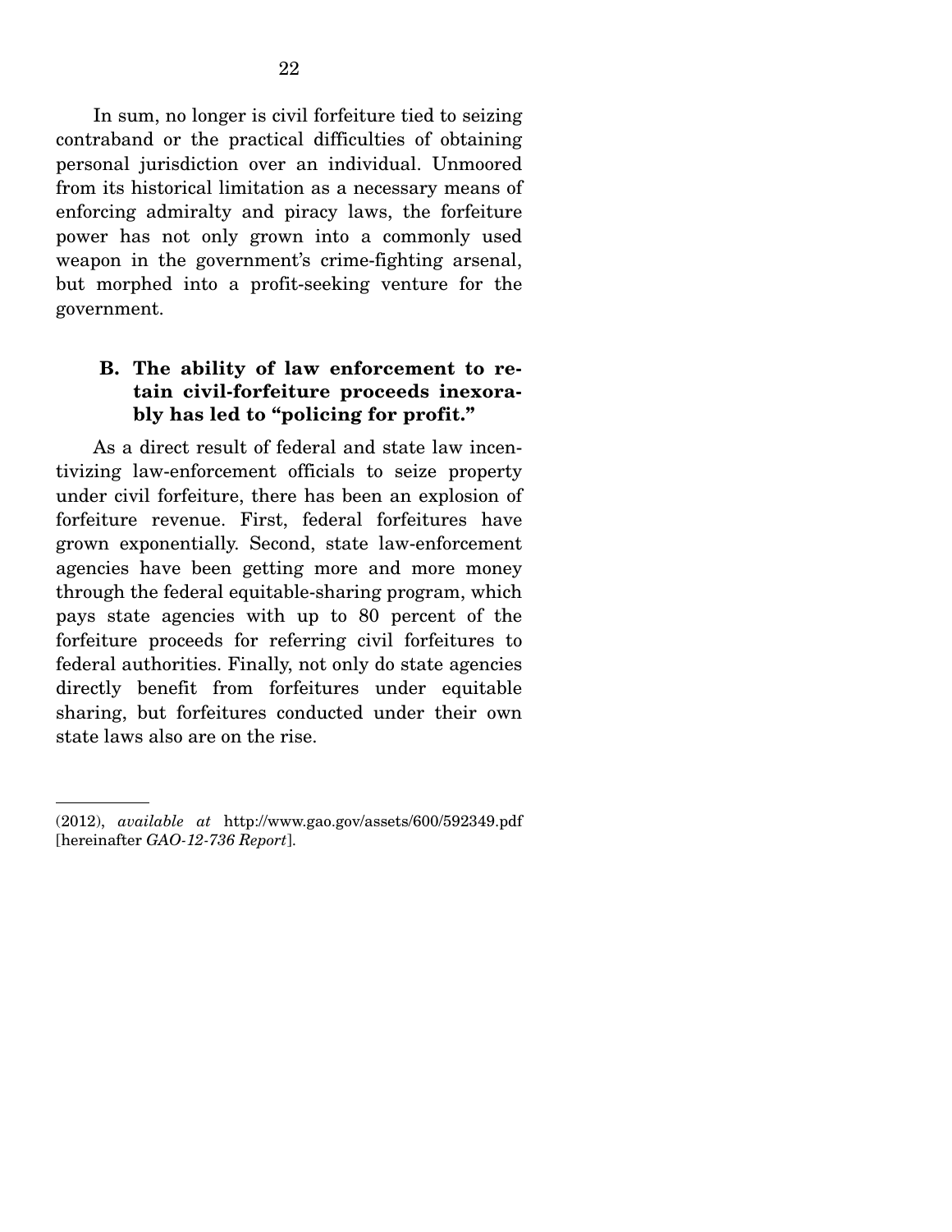In sum, no longer is civil forfeiture tied to seizing contraband or the practical difficulties of obtaining personal jurisdiction over an individual. Unmoored from its historical limitation as a necessary means of enforcing admiralty and piracy laws, the forfeiture power has not only grown into a commonly used weapon in the government's crime-fighting arsenal, but morphed into a profit-seeking venture for the government.

### B. The ability of law enforcement to retain civil-forfeiture proceeds inexorably has led to "policing for profit."

As a direct result of federal and state law incentivizing law-enforcement officials to seize property under civil forfeiture, there has been an explosion of forfeiture revenue. First, federal forfeitures have grown exponentially. Second, state law-enforcement agencies have been getting more and more money through the federal equitable-sharing program, which pays state agencies with up to 80 percent of the forfeiture proceeds for referring civil forfeitures to federal authorities. Finally, not only do state agencies directly benefit from forfeitures under equitable sharing, but forfeitures conducted under their own state laws also are on the rise.

---

(2012), *available at* http://www.gao.gov/assets/600/592349.pdf [hereinafter *GAO-12-736 Report*].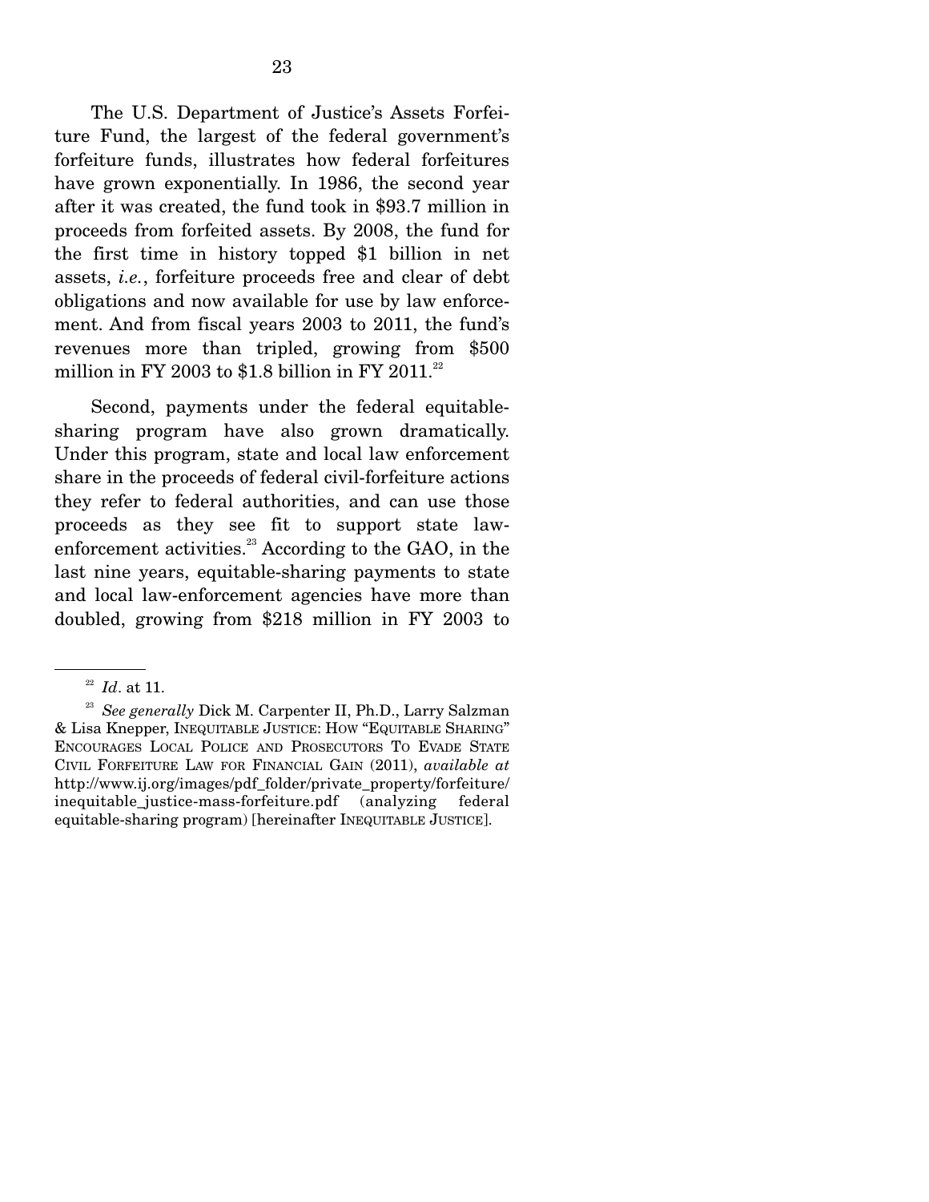The U.S. Department of Justice's Assets Forfeiture Fund, the largest of the federal government's forfeiture funds, illustrates how federal forfeitures have grown exponentially. In 1986, the second year after it was created, the fund took in $93.7 million in proceeds from forfeited assets. By 2008, the fund for the first time in history topped $1 billion in net assets, *i.e.*, forfeiture proceeds free and clear of debt obligations and now available for use by law enforcement. And from fiscal years 2003 to 2011, the fund's revenues more than tripled, growing from $500 million in FY 2003 to $1.8 billion in FY 2011.[22]

Second, payments under the federal equitable-sharing program have also grown dramatically. Under this program, state and local law enforcement share in the proceeds of federal civil-forfeiture actions they refer to federal authorities, and can use those proceeds as they see fit to support state law-enforcement activities.[23] According to the GAO, in the last nine years, equitable-sharing payments to state and local law-enforcement agencies have more than doubled, growing from $218 million in FY 2003 to

---

[22] *Id*. at 11.

[23] *See generally* Dick M. Carpenter II, Ph.D., Larry Salzman & Lisa Knepper, INEQUITABLE JUSTICE: HOW "EQUITABLE SHARING" ENCOURAGES LOCAL POLICE AND PROSECUTORS TO EVADE STATE CIVIL FORFEITURE LAW FOR FINANCIAL GAIN (2011), *available at* http://www.ij.org/images/pdf_folder/private_property/forfeiture/inequitable_justice-mass-forfeiture.pdf (analyzing federal equitable-sharing program) [hereinafter INEQUITABLE JUSTICE].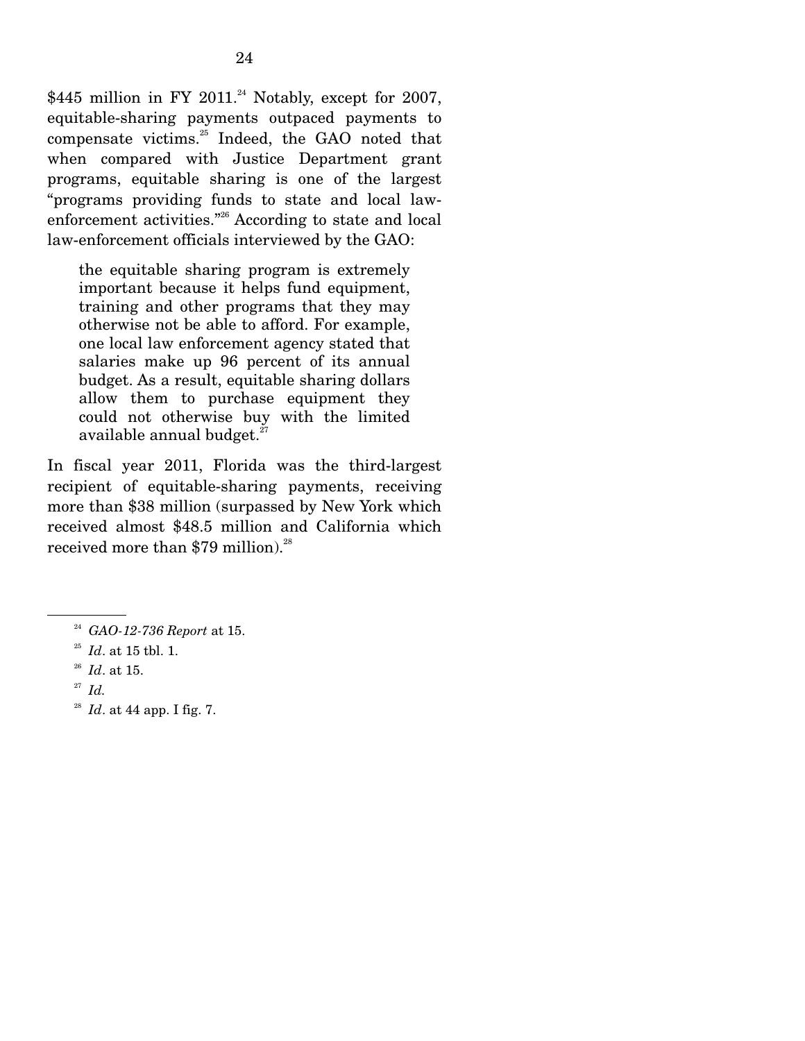$445 million in FY 2011.[24] Notably, except for 2007, equitable-sharing payments outpaced payments to compensate victims.[25] Indeed, the GAO noted that when compared with Justice Department grant programs, equitable sharing is one of the largest "programs providing funds to state and local law-enforcement activities."[26] According to state and local law-enforcement officials interviewed by the GAO:

> the equitable sharing program is extremely important because it helps fund equipment, training and other programs that they may otherwise not be able to afford. For example, one local law enforcement agency stated that salaries make up 96 percent of its annual budget. As a result, equitable sharing dollars allow them to purchase equipment they could not otherwise buy with the limited available annual budget.[27]

In fiscal year 2011, Florida was the third-largest recipient of equitable-sharing payments, receiving more than $38 million (surpassed by New York which received almost $48.5 million and California which received more than $79 million).[28]

---

[24] *GAO-12-736 Report* at 15.

[25] *Id*. at 15 tbl. 1.

[26] *Id*. at 15.

[27] *Id.*

[28] *Id*. at 44 app. I fig. 7.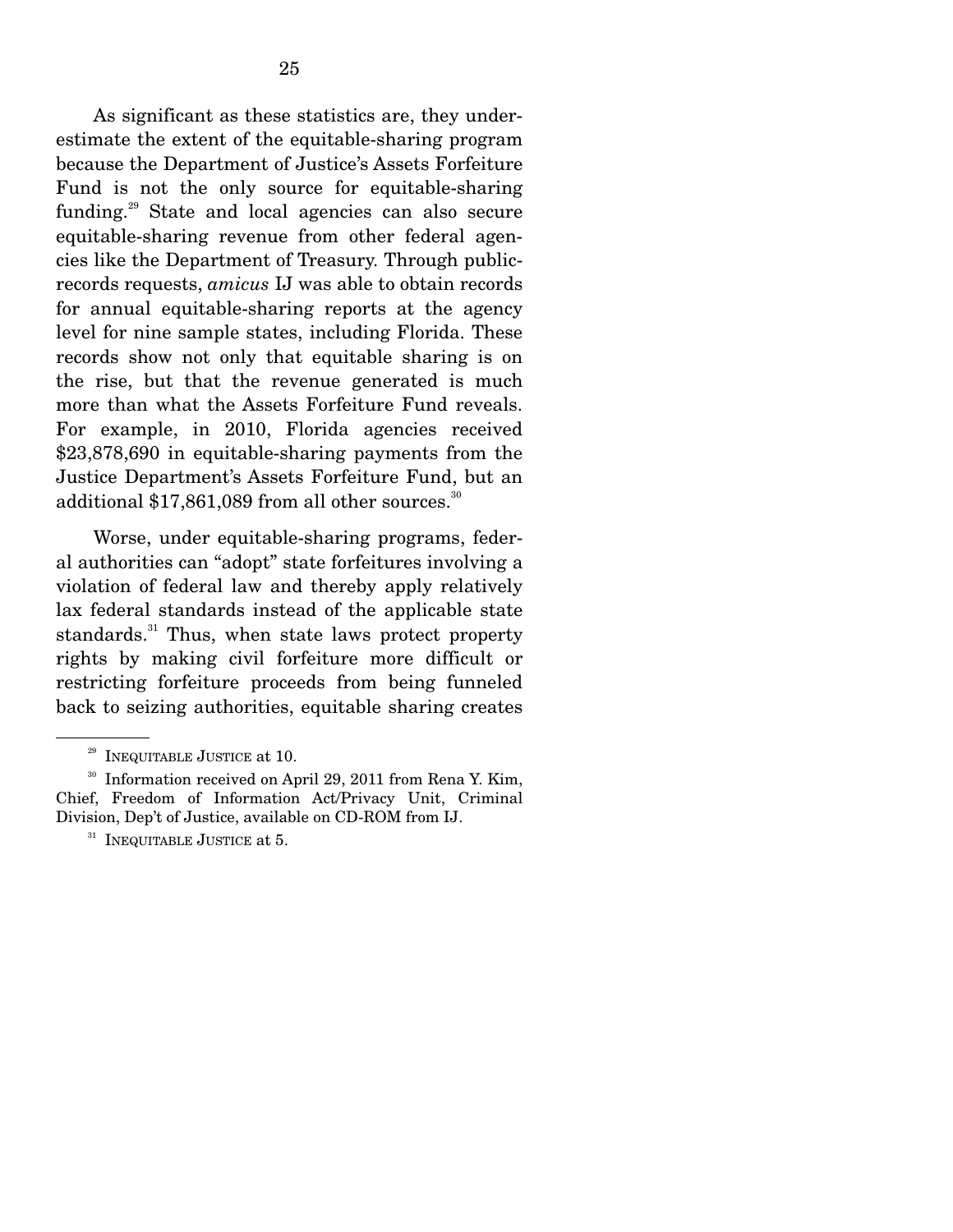As significant as these statistics are, they underestimate the extent of the equitable-sharing program because the Department of Justice's Assets Forfeiture Fund is not the only source for equitable-sharing funding.[29] State and local agencies can also secure equitable-sharing revenue from other federal agencies like the Department of Treasury. Through public-records requests, *amicus* IJ was able to obtain records for annual equitable-sharing reports at the agency level for nine sample states, including Florida. These records show not only that equitable sharing is on the rise, but that the revenue generated is much more than what the Assets Forfeiture Fund reveals. For example, in 2010, Florida agencies received $23,878,690 in equitable-sharing payments from the Justice Department's Assets Forfeiture Fund, but an additional $17,861,089 from all other sources.[30]

Worse, under equitable-sharing programs, federal authorities can "adopt" state forfeitures involving a violation of federal law and thereby apply relatively lax federal standards instead of the applicable state standards.[31] Thus, when state laws protect property rights by making civil forfeiture more difficult or restricting forfeiture proceeds from being funneled back to seizing authorities, equitable sharing creates

---

[29] INEQUITABLE JUSTICE at 10.

[30] Information received on April 29, 2011 from Rena Y. Kim, Chief, Freedom of Information Act/Privacy Unit, Criminal Division, Dep't of Justice, available on CD-ROM from IJ.

[31] INEQUITABLE JUSTICE at 5.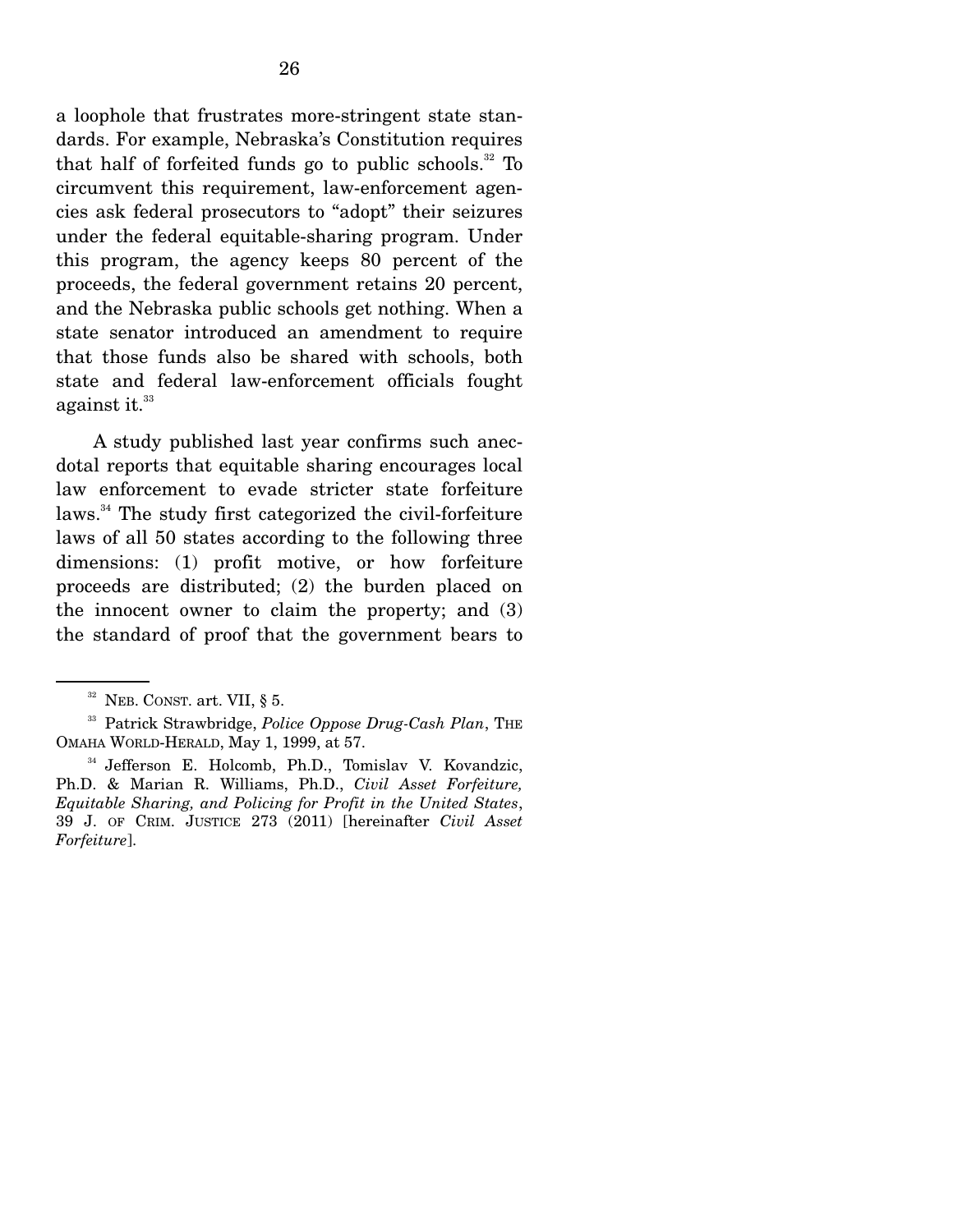a loophole that frustrates more-stringent state standards. For example, Nebraska's Constitution requires that half of forfeited funds go to public schools.[32] To circumvent this requirement, law-enforcement agencies ask federal prosecutors to "adopt" their seizures under the federal equitable-sharing program. Under this program, the agency keeps 80 percent of the proceeds, the federal government retains 20 percent, and the Nebraska public schools get nothing. When a state senator introduced an amendment to require that those funds also be shared with schools, both state and federal law-enforcement officials fought against it.[33]

A study published last year confirms such anecdotal reports that equitable sharing encourages local law enforcement to evade stricter state forfeiture laws.[34] The study first categorized the civil-forfeiture laws of all 50 states according to the following three dimensions: (1) profit motive, or how forfeiture proceeds are distributed; (2) the burden placed on the innocent owner to claim the property; and (3) the standard of proof that the government bears to

---

[32] NEB. CONST. art. VII, § 5.

[33] Patrick Strawbridge, *Police Oppose Drug-Cash Plan*, THE OMAHA WORLD-HERALD, May 1, 1999, at 57.

[34] Jefferson E. Holcomb, Ph.D., Tomislav V. Kovandzic, Ph.D. & Marian R. Williams, Ph.D., *Civil Asset Forfeiture, Equitable Sharing, and Policing for Profit in the United States*, 39 J. OF CRIM. JUSTICE 273 (2011) [hereinafter *Civil Asset Forfeiture*].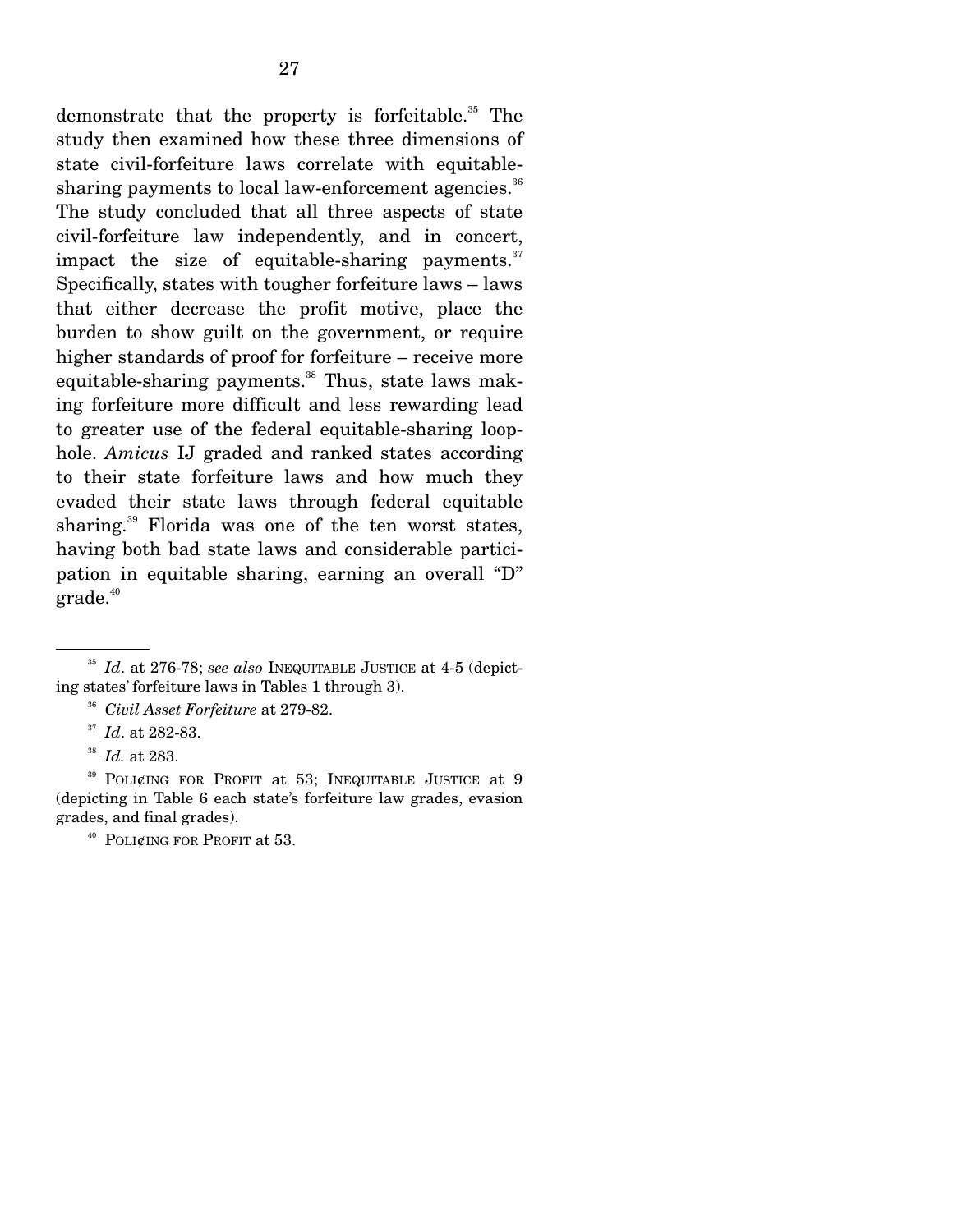demonstrate that the property is forfeitable.[35] The study then examined how these three dimensions of state civil-forfeiture laws correlate with equitable-sharing payments to local law-enforcement agencies.[36] The study concluded that all three aspects of state civil-forfeiture law independently, and in concert, impact the size of equitable-sharing payments.[37] Specifically, states with tougher forfeiture laws – laws that either decrease the profit motive, place the burden to show guilt on the government, or require higher standards of proof for forfeiture – receive more equitable-sharing payments.[38] Thus, state laws making forfeiture more difficult and less rewarding lead to greater use of the federal equitable-sharing loophole. *Amicus* IJ graded and ranked states according to their state forfeiture laws and how much they evaded their state laws through federal equitable sharing.[39] Florida was one of the ten worst states, having both bad state laws and considerable participation in equitable sharing, earning an overall "D" grade.[40]

---

[35] *Id*. at 276-78; *see also* INEQUITABLE JUSTICE at 4-5 (depicting states' forfeiture laws in Tables 1 through 3).

[36] *Civil Asset Forfeiture* at 279-82.

[37] *Id*. at 282-83.

[38] *Id.* at 283.

[39] POLI¢ING FOR PROFIT at 53; INEQUITABLE JUSTICE at 9 (depicting in Table 6 each state's forfeiture law grades, evasion grades, and final grades).

[40] POLI¢ING FOR PROFIT at 53.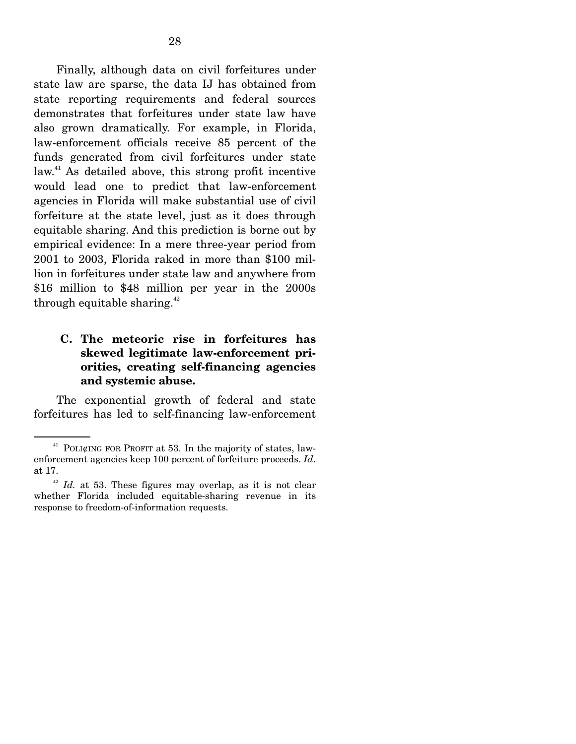Finally, although data on civil forfeitures under state law are sparse, the data IJ has obtained from state reporting requirements and federal sources demonstrates that forfeitures under state law have also grown dramatically. For example, in Florida, law-enforcement officials receive 85 percent of the funds generated from civil forfeitures under state law.[41] As detailed above, this strong profit incentive would lead one to predict that law-enforcement agencies in Florida will make substantial use of civil forfeiture at the state level, just as it does through equitable sharing. And this prediction is borne out by empirical evidence: In a mere three-year period from 2001 to 2003, Florida raked in more than $100 million in forfeitures under state law and anywhere from $16 million to $48 million per year in the 2000s through equitable sharing.[42]

### C. The meteoric rise in forfeitures has skewed legitimate law-enforcement priorities, creating self-financing agencies and systemic abuse.

The exponential growth of federal and state forfeitures has led to self-financing law-enforcement

---

[41] POLI¢ING FOR PROFIT at 53. In the majority of states, law-enforcement agencies keep 100 percent of forfeiture proceeds. *Id*. at 17.

[42] *Id.* at 53. These figures may overlap, as it is not clear whether Florida included equitable-sharing revenue in its response to freedom-of-information requests.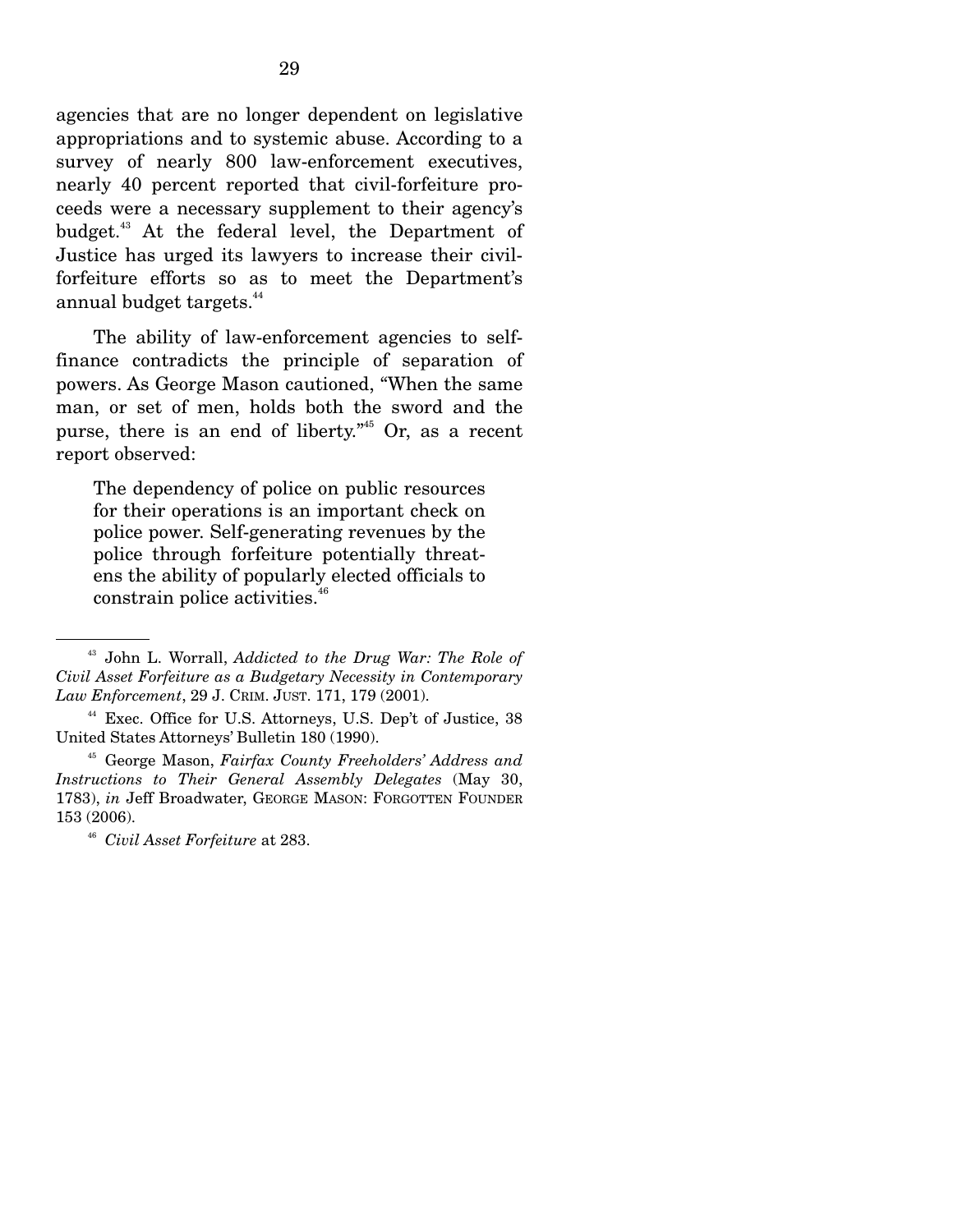agencies that are no longer dependent on legislative appropriations and to systemic abuse. According to a survey of nearly 800 law-enforcement executives, nearly 40 percent reported that civil-forfeiture proceeds were a necessary supplement to their agency's budget.[43] At the federal level, the Department of Justice has urged its lawyers to increase their civil-forfeiture efforts so as to meet the Department's annual budget targets.[44]

The ability of law-enforcement agencies to self-finance contradicts the principle of separation of powers. As George Mason cautioned, "When the same man, or set of men, holds both the sword and the purse, there is an end of liberty."[45] Or, as a recent report observed:

> The dependency of police on public resources for their operations is an important check on police power. Self-generating revenues by the police through forfeiture potentially threatens the ability of popularly elected officials to constrain police activities.[46]

---

[43] John L. Worrall, *Addicted to the Drug War: The Role of Civil Asset Forfeiture as a Budgetary Necessity in Contemporary Law Enforcement*, 29 J. CRIM. JUST. 171, 179 (2001).

[44] Exec. Office for U.S. Attorneys, U.S. Dep't of Justice, 38 United States Attorneys' Bulletin 180 (1990).

[45] George Mason, *Fairfax County Freeholders' Address and Instructions to Their General Assembly Delegates* (May 30, 1783), *in* Jeff Broadwater, GEORGE MASON: FORGOTTEN FOUNDER 153 (2006).

[46] *Civil Asset Forfeiture* at 283.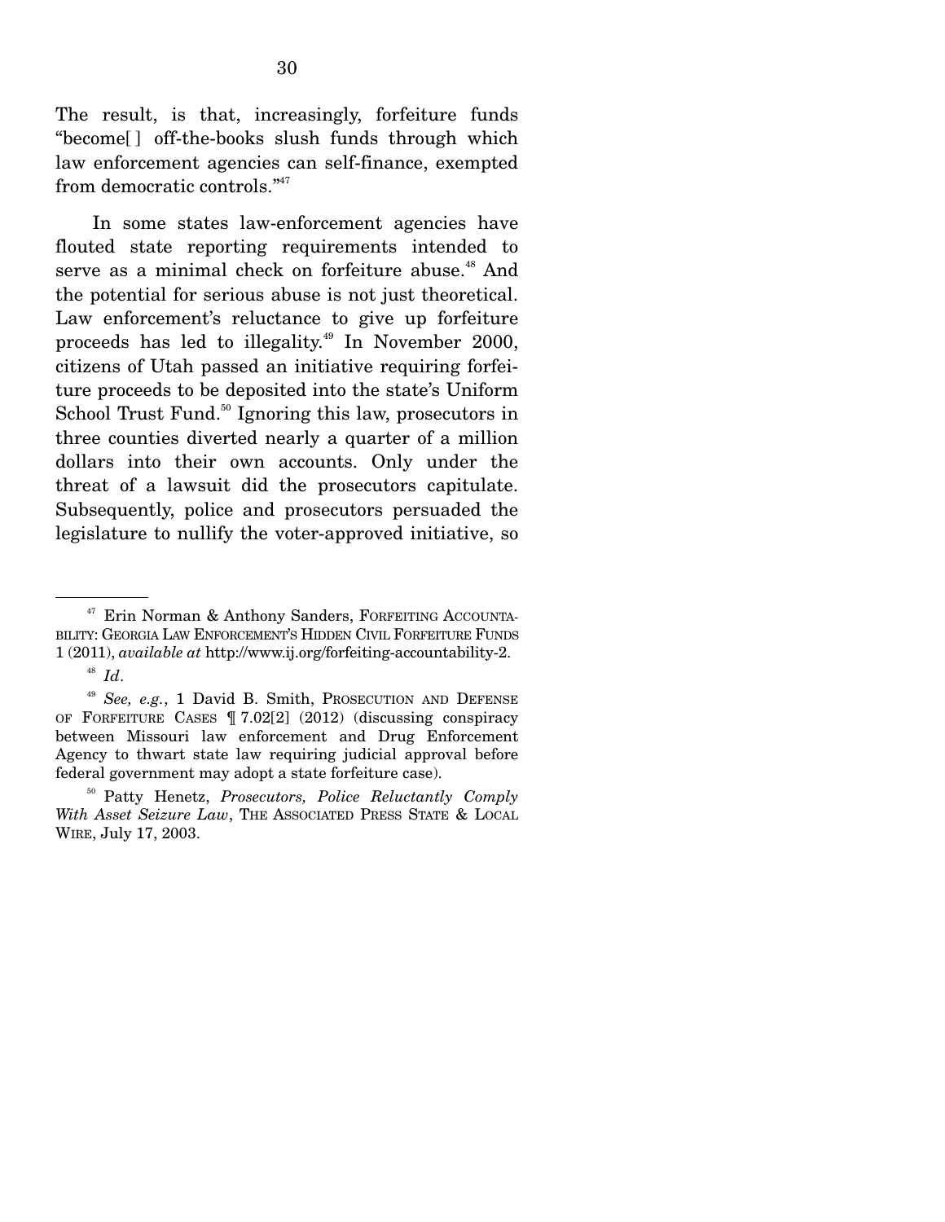The result, is that, increasingly, forfeiture funds "become[ ] off-the-books slush funds through which law enforcement agencies can self-finance, exempted from democratic controls."[47]

In some states law-enforcement agencies have flouted state reporting requirements intended to serve as a minimal check on forfeiture abuse.[48] And the potential for serious abuse is not just theoretical. Law enforcement's reluctance to give up forfeiture proceeds has led to illegality.[49] In November 2000, citizens of Utah passed an initiative requiring forfeiture proceeds to be deposited into the state's Uniform School Trust Fund.[50] Ignoring this law, prosecutors in three counties diverted nearly a quarter of a million dollars into their own accounts. Only under the threat of a lawsuit did the prosecutors capitulate. Subsequently, police and prosecutors persuaded the legislature to nullify the voter-approved initiative, so

---

[47] Erin Norman & Anthony Sanders, FORFEITING ACCOUNTABILITY: GEORGIA LAW ENFORCEMENT'S HIDDEN CIVIL FORFEITURE FUNDS 1 (2011), *available at* http://www.ij.org/forfeiting-accountability-2.

[48] *Id*.

[49] *See, e.g.*, 1 David B. Smith, PROSECUTION AND DEFENSE OF FORFEITURE CASES ¶ 7.02[2] (2012) (discussing conspiracy between Missouri law enforcement and Drug Enforcement Agency to thwart state law requiring judicial approval before federal government may adopt a state forfeiture case).

[50] Patty Henetz, *Prosecutors, Police Reluctantly Comply With Asset Seizure Law*, THE ASSOCIATED PRESS STATE & LOCAL WIRE, July 17, 2003.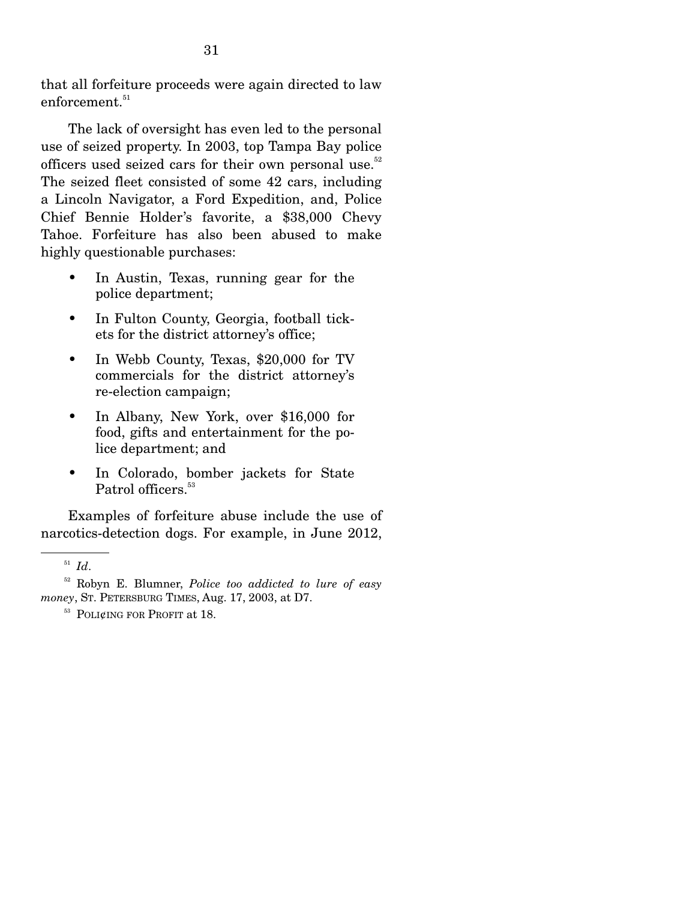that all forfeiture proceeds were again directed to law enforcement.[51]

The lack of oversight has even led to the personal use of seized property. In 2003, top Tampa Bay police officers used seized cars for their own personal use.[52] The seized fleet consisted of some 42 cars, including a Lincoln Navigator, a Ford Expedition, and, Police Chief Bennie Holder's favorite, a $38,000 Chevy Tahoe. Forfeiture has also been abused to make highly questionable purchases:

- In Austin, Texas, running gear for the police department;
- In Fulton County, Georgia, football tickets for the district attorney's office;
- In Webb County, Texas, $20,000 for TV commercials for the district attorney's re-election campaign;
- In Albany, New York, over $16,000 for food, gifts and entertainment for the police department; and
- In Colorado, bomber jackets for State Patrol officers.[53]

Examples of forfeiture abuse include the use of narcotics-detection dogs. For example, in June 2012,

---

[51] *Id*.

[52] Robyn E. Blumner, *Police too addicted to lure of easy money*, ST. PETERSBURG TIMES, Aug. 17, 2003, at D7.

[53] POLI¢ING FOR PROFIT at 18.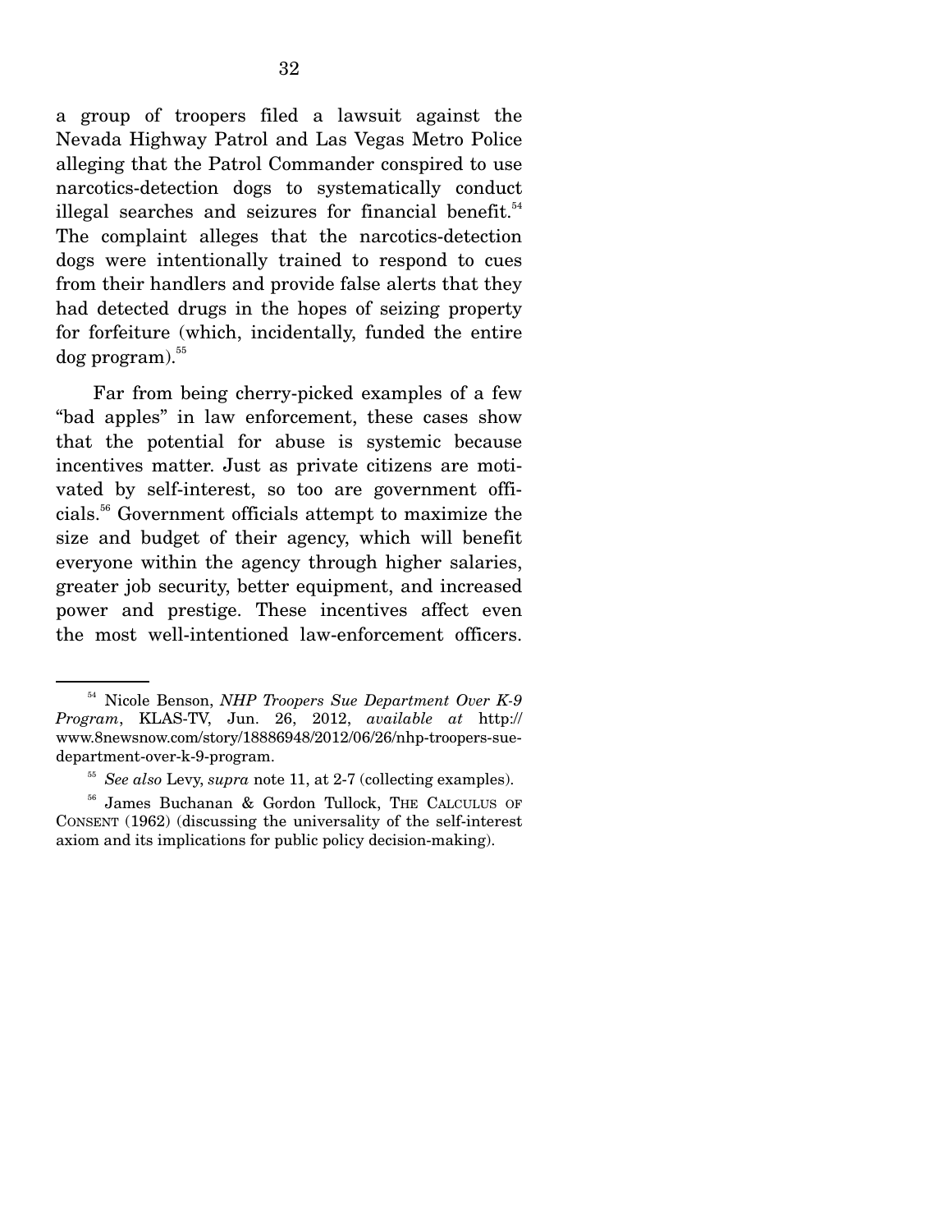a group of troopers filed a lawsuit against the Nevada Highway Patrol and Las Vegas Metro Police alleging that the Patrol Commander conspired to use narcotics-detection dogs to systematically conduct illegal searches and seizures for financial benefit.[54] The complaint alleges that the narcotics-detection dogs were intentionally trained to respond to cues from their handlers and provide false alerts that they had detected drugs in the hopes of seizing property for forfeiture (which, incidentally, funded the entire dog program).[55]

Far from being cherry-picked examples of a few "bad apples" in law enforcement, these cases show that the potential for abuse is systemic because incentives matter. Just as private citizens are motivated by self-interest, so too are government officials.[56] Government officials attempt to maximize the size and budget of their agency, which will benefit everyone within the agency through higher salaries, greater job security, better equipment, and increased power and prestige. These incentives affect even the most well-intentioned law-enforcement officers.

---

[54] Nicole Benson, *NHP Troopers Sue Department Over K-9 Program*, KLAS-TV, Jun. 26, 2012, *available at* http://www.8newsnow.com/story/18886948/2012/06/26/nhp-troopers-sue-department-over-k-9-program.

[55] *See also* Levy, *supra* note 11, at 2-7 (collecting examples).

[56] James Buchanan & Gordon Tullock, THE CALCULUS OF CONSENT (1962) (discussing the universality of the self-interest axiom and its implications for public policy decision-making).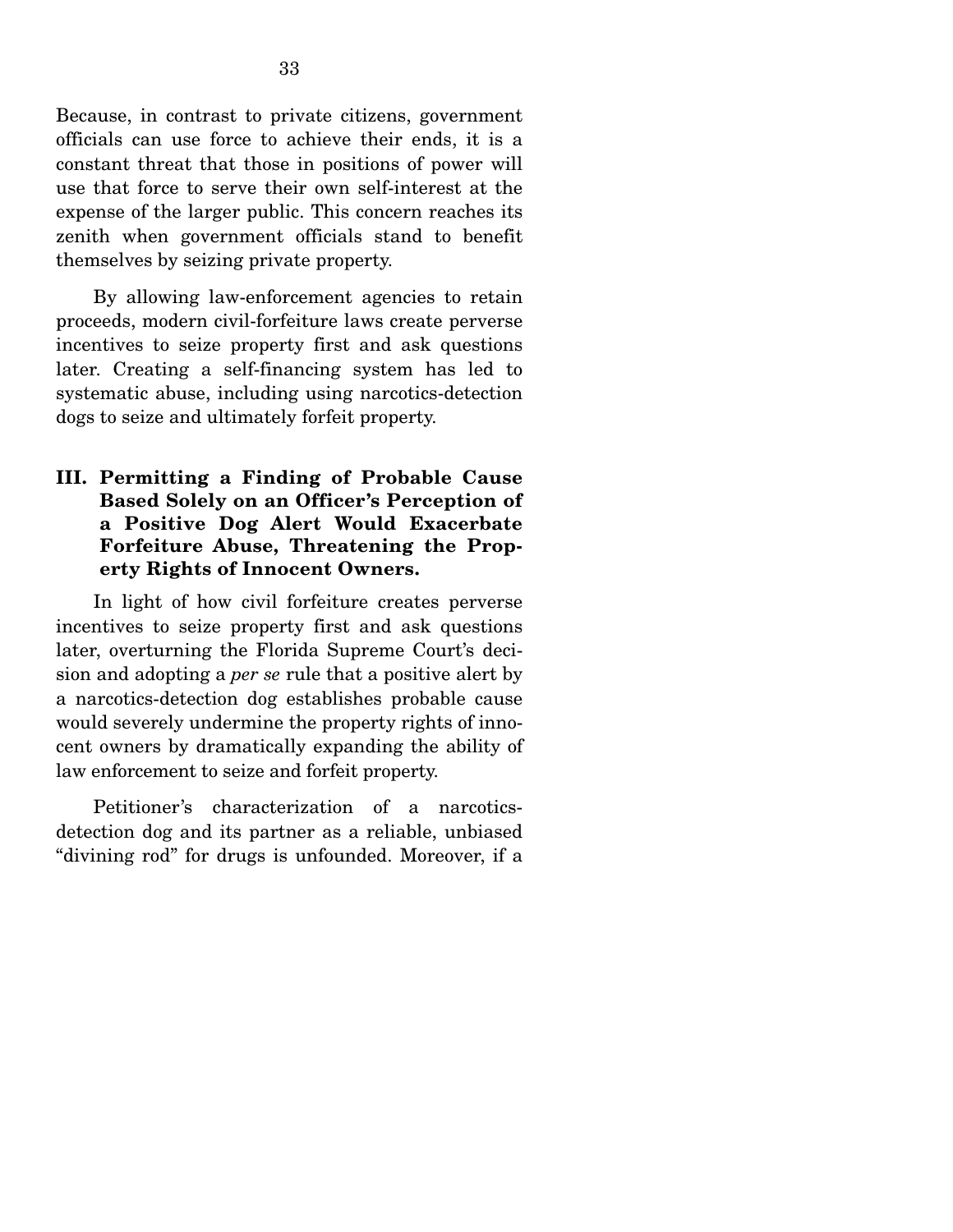Because, in contrast to private citizens, government officials can use force to achieve their ends, it is a constant threat that those in positions of power will use that force to serve their own self-interest at the expense of the larger public. This concern reaches its zenith when government officials stand to benefit themselves by seizing private property.

By allowing law-enforcement agencies to retain proceeds, modern civil-forfeiture laws create perverse incentives to seize property first and ask questions later. Creating a self-financing system has led to systematic abuse, including using narcotics-detection dogs to seize and ultimately forfeit property.

## III. Permitting a Finding of Probable Cause Based Solely on an Officer's Perception of a Positive Dog Alert Would Exacerbate Forfeiture Abuse, Threatening the Property Rights of Innocent Owners.

In light of how civil forfeiture creates perverse incentives to seize property first and ask questions later, overturning the Florida Supreme Court's decision and adopting a *per se* rule that a positive alert by a narcotics-detection dog establishes probable cause would severely undermine the property rights of innocent owners by dramatically expanding the ability of law enforcement to seize and forfeit property.

Petitioner's characterization of a narcotics-detection dog and its partner as a reliable, unbiased "divining rod" for drugs is unfounded. Moreover, if a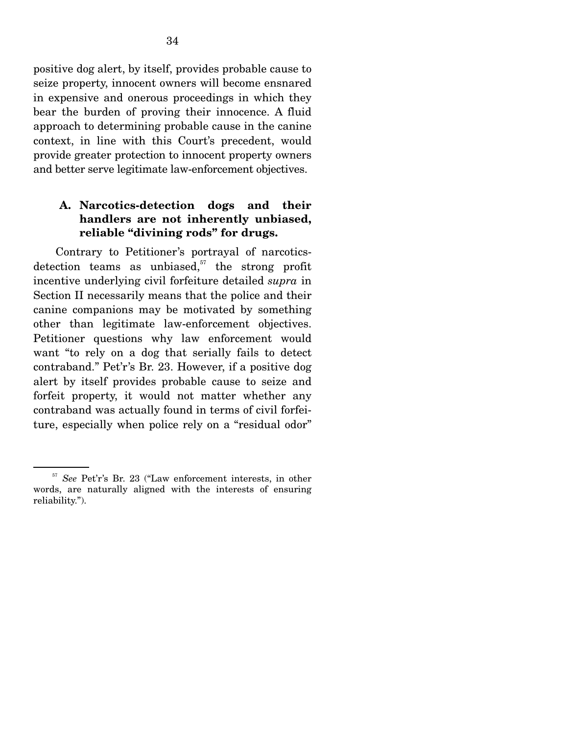positive dog alert, by itself, provides probable cause to seize property, innocent owners will become ensnared in expensive and onerous proceedings in which they bear the burden of proving their innocence. A fluid approach to determining probable cause in the canine context, in line with this Court's precedent, would provide greater protection to innocent property owners and better serve legitimate law-enforcement objectives.

### A. Narcotics-detection dogs and their handlers are not inherently unbiased, reliable "divining rods" for drugs.

Contrary to Petitioner's portrayal of narcotics-detection teams as unbiased,[57] the strong profit incentive underlying civil forfeiture detailed *supra* in Section II necessarily means that the police and their canine companions may be motivated by something other than legitimate law-enforcement objectives. Petitioner questions why law enforcement would want "to rely on a dog that serially fails to detect contraband." Pet'r's Br. 23. However, if a positive dog alert by itself provides probable cause to seize and forfeit property, it would not matter whether any contraband was actually found in terms of civil forfeiture, especially when police rely on a "residual odor"

---

[57] *See* Pet'r's Br. 23 ("Law enforcement interests, in other words, are naturally aligned with the interests of ensuring reliability.").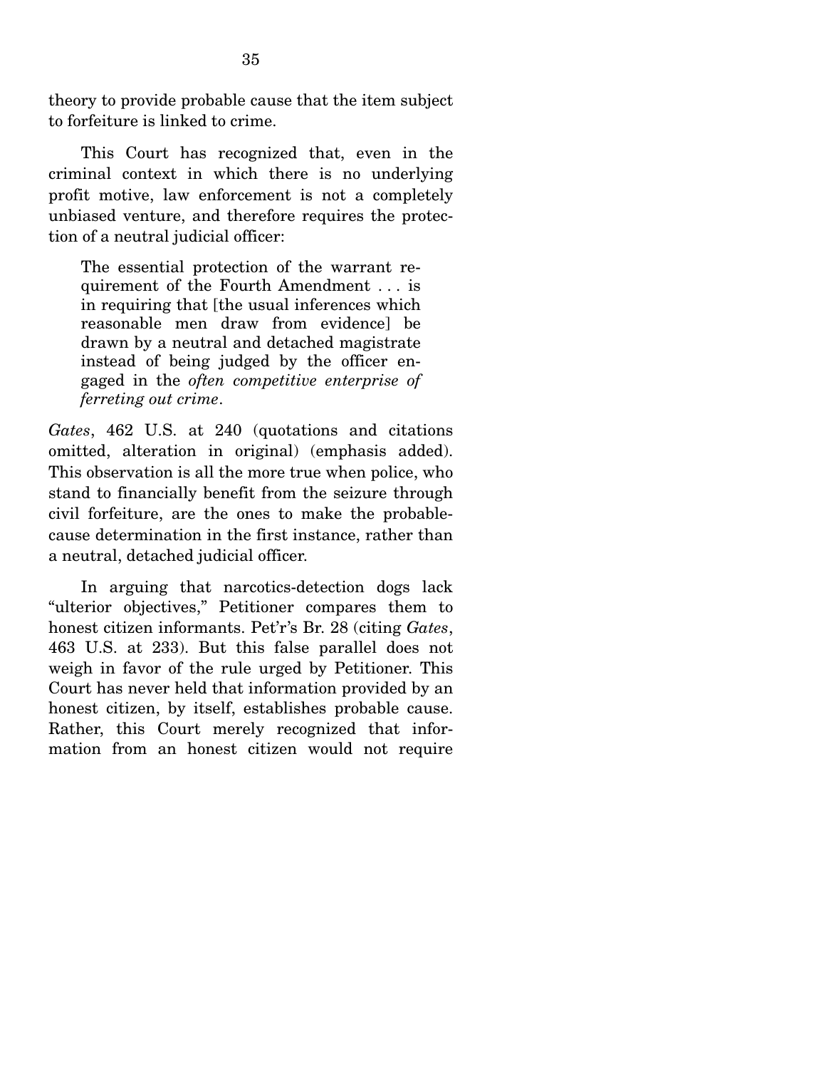theory to provide probable cause that the item subject to forfeiture is linked to crime.

This Court has recognized that, even in the criminal context in which there is no underlying profit motive, law enforcement is not a completely unbiased venture, and therefore requires the protection of a neutral judicial officer:

> The essential protection of the warrant requirement of the Fourth Amendment . . . is in requiring that [the usual inferences which reasonable men draw from evidence] be drawn by a neutral and detached magistrate instead of being judged by the officer engaged in the *often competitive enterprise of ferreting out crime*.

*Gates*, 462 U.S. at 240 (quotations and citations omitted, alteration in original) (emphasis added). This observation is all the more true when police, who stand to financially benefit from the seizure through civil forfeiture, are the ones to make the probable-cause determination in the first instance, rather than a neutral, detached judicial officer.

In arguing that narcotics-detection dogs lack "ulterior objectives," Petitioner compares them to honest citizen informants. Pet'r's Br. 28 (citing *Gates*, 463 U.S. at 233). But this false parallel does not weigh in favor of the rule urged by Petitioner. This Court has never held that information provided by an honest citizen, by itself, establishes probable cause. Rather, this Court merely recognized that information from an honest citizen would not require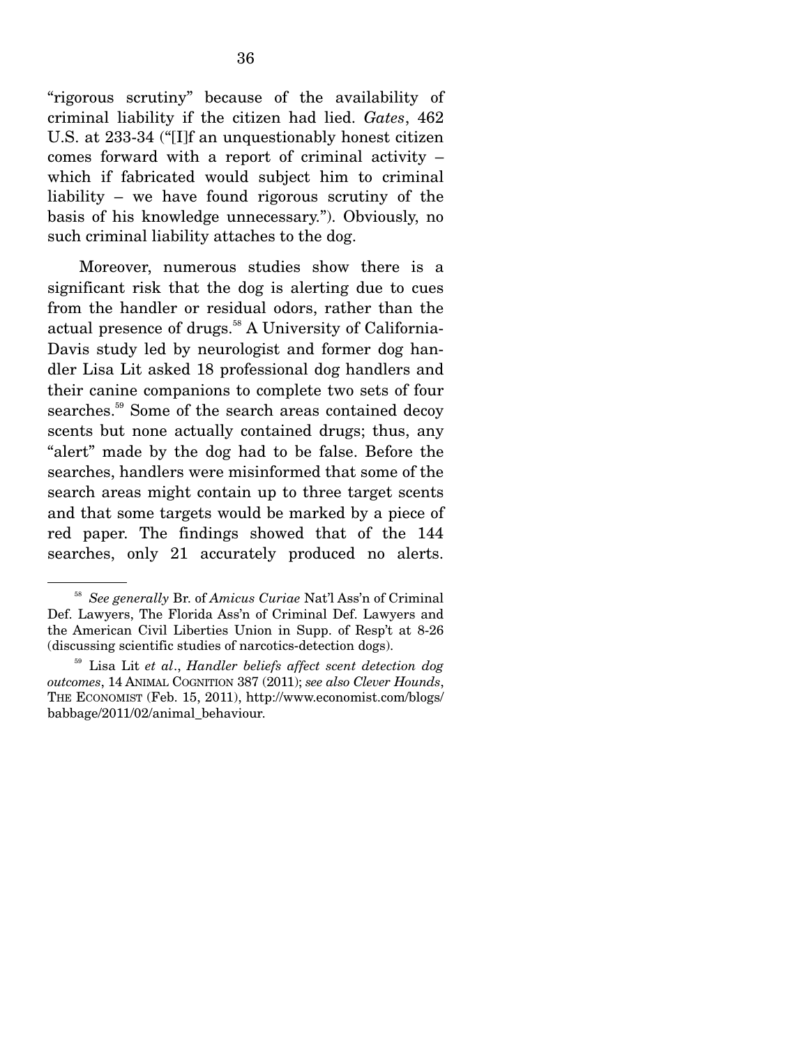"rigorous scrutiny" because of the availability of criminal liability if the citizen had lied. *Gates*, 462 U.S. at 233-34 ("[I]f an unquestionably honest citizen comes forward with a report of criminal activity – which if fabricated would subject him to criminal liability – we have found rigorous scrutiny of the basis of his knowledge unnecessary."). Obviously, no such criminal liability attaches to the dog.

Moreover, numerous studies show there is a significant risk that the dog is alerting due to cues from the handler or residual odors, rather than the actual presence of drugs.[58] A University of California-Davis study led by neurologist and former dog handler Lisa Lit asked 18 professional dog handlers and their canine companions to complete two sets of four searches.[59] Some of the search areas contained decoy scents but none actually contained drugs; thus, any "alert" made by the dog had to be false. Before the searches, handlers were misinformed that some of the search areas might contain up to three target scents and that some targets would be marked by a piece of red paper. The findings showed that of the 144 searches, only 21 accurately produced no alerts.

---

[58] *See generally* Br. of *Amicus Curiae* Nat'l Ass'n of Criminal Def. Lawyers, The Florida Ass'n of Criminal Def. Lawyers and the American Civil Liberties Union in Supp. of Resp't at 8-26 (discussing scientific studies of narcotics-detection dogs).

[59] Lisa Lit *et al*., *Handler beliefs affect scent detection dog outcomes*, 14 ANIMAL COGNITION 387 (2011); *see also Clever Hounds*, THE ECONOMIST (Feb. 15, 2011), http://www.economist.com/blogs/babbage/2011/02/animal_behaviour.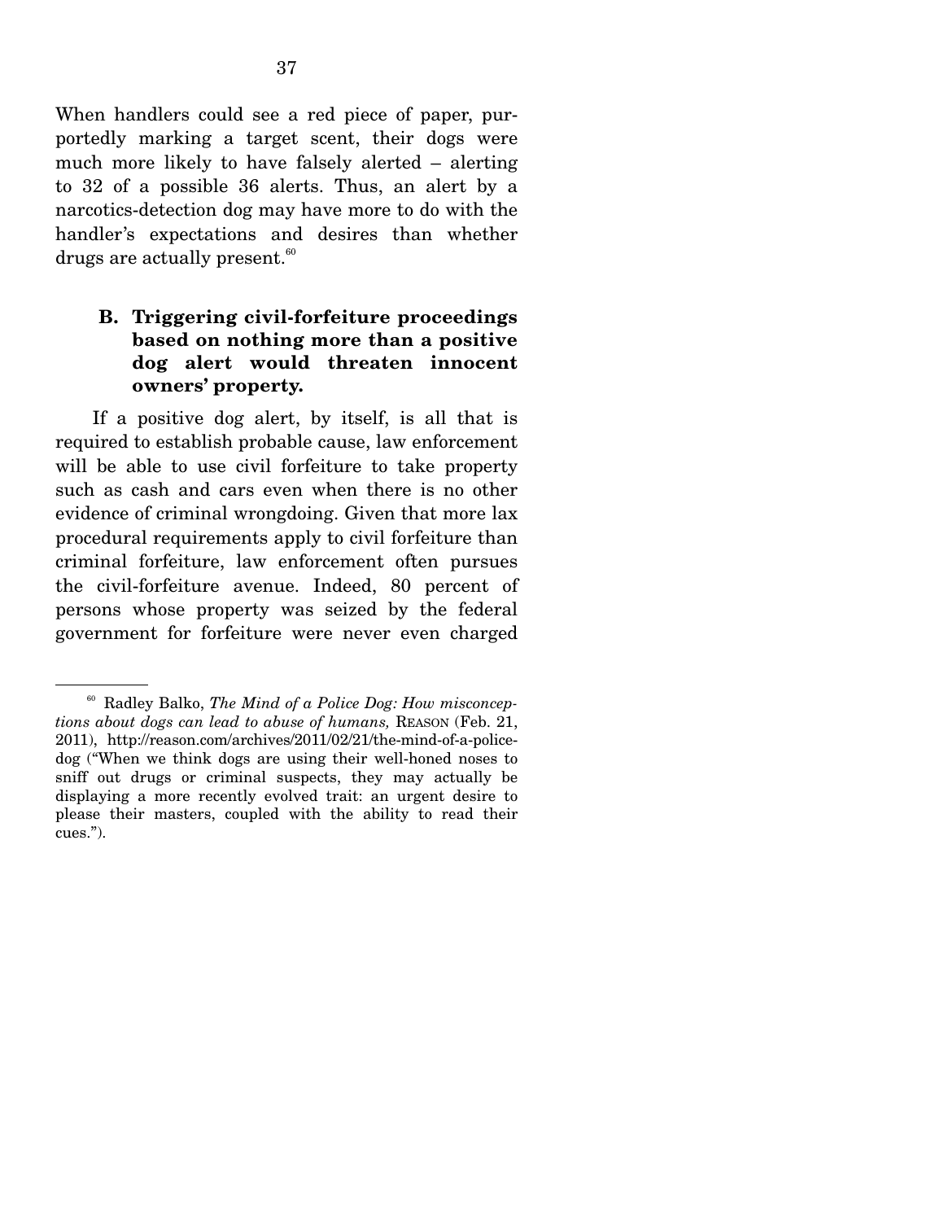When handlers could see a red piece of paper, purportedly marking a target scent, their dogs were much more likely to have falsely alerted – alerting to 32 of a possible 36 alerts. Thus, an alert by a narcotics-detection dog may have more to do with the handler's expectations and desires than whether drugs are actually present.[60]

### B. Triggering civil-forfeiture proceedings based on nothing more than a positive dog alert would threaten innocent owners' property.

If a positive dog alert, by itself, is all that is required to establish probable cause, law enforcement will be able to use civil forfeiture to take property such as cash and cars even when there is no other evidence of criminal wrongdoing. Given that more lax procedural requirements apply to civil forfeiture than criminal forfeiture, law enforcement often pursues the civil-forfeiture avenue. Indeed, 80 percent of persons whose property was seized by the federal government for forfeiture were never even charged

---

[60] Radley Balko, *The Mind of a Police Dog: How misconceptions about dogs can lead to abuse of humans,* REASON (Feb. 21, 2011), http://reason.com/archives/2011/02/21/the-mind-of-a-police-dog ("When we think dogs are using their well-honed noses to sniff out drugs or criminal suspects, they may actually be displaying a more recently evolved trait: an urgent desire to please their masters, coupled with the ability to read their cues.").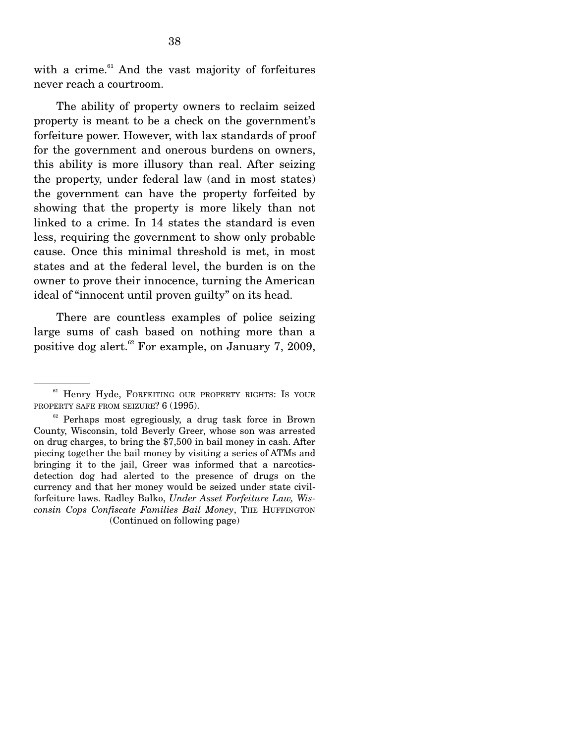with a crime.[61] And the vast majority of forfeitures never reach a courtroom.

The ability of property owners to reclaim seized property is meant to be a check on the government's forfeiture power. However, with lax standards of proof for the government and onerous burdens on owners, this ability is more illusory than real. After seizing the property, under federal law (and in most states) the government can have the property forfeited by showing that the property is more likely than not linked to a crime. In 14 states the standard is even less, requiring the government to show only probable cause. Once this minimal threshold is met, in most states and at the federal level, the burden is on the owner to prove their innocence, turning the American ideal of "innocent until proven guilty" on its head.

There are countless examples of police seizing large sums of cash based on nothing more than a positive dog alert.[62] For example, on January 7, 2009,

---

[61] Henry Hyde, FORFEITING OUR PROPERTY RIGHTS: IS YOUR PROPERTY SAFE FROM SEIZURE? 6 (1995).

[62] Perhaps most egregiously, a drug task force in Brown County, Wisconsin, told Beverly Greer, whose son was arrested on drug charges, to bring the $7,500 in bail money in cash. After piecing together the bail money by visiting a series of ATMs and bringing it to the jail, Greer was informed that a narcotics-detection dog had alerted to the presence of drugs on the currency and that her money would be seized under state civil-forfeiture laws. Radley Balko, *Under Asset Forfeiture Law, Wisconsin Cops Confiscate Families Bail Money*, THE HUFFINGTON (Continued on following page)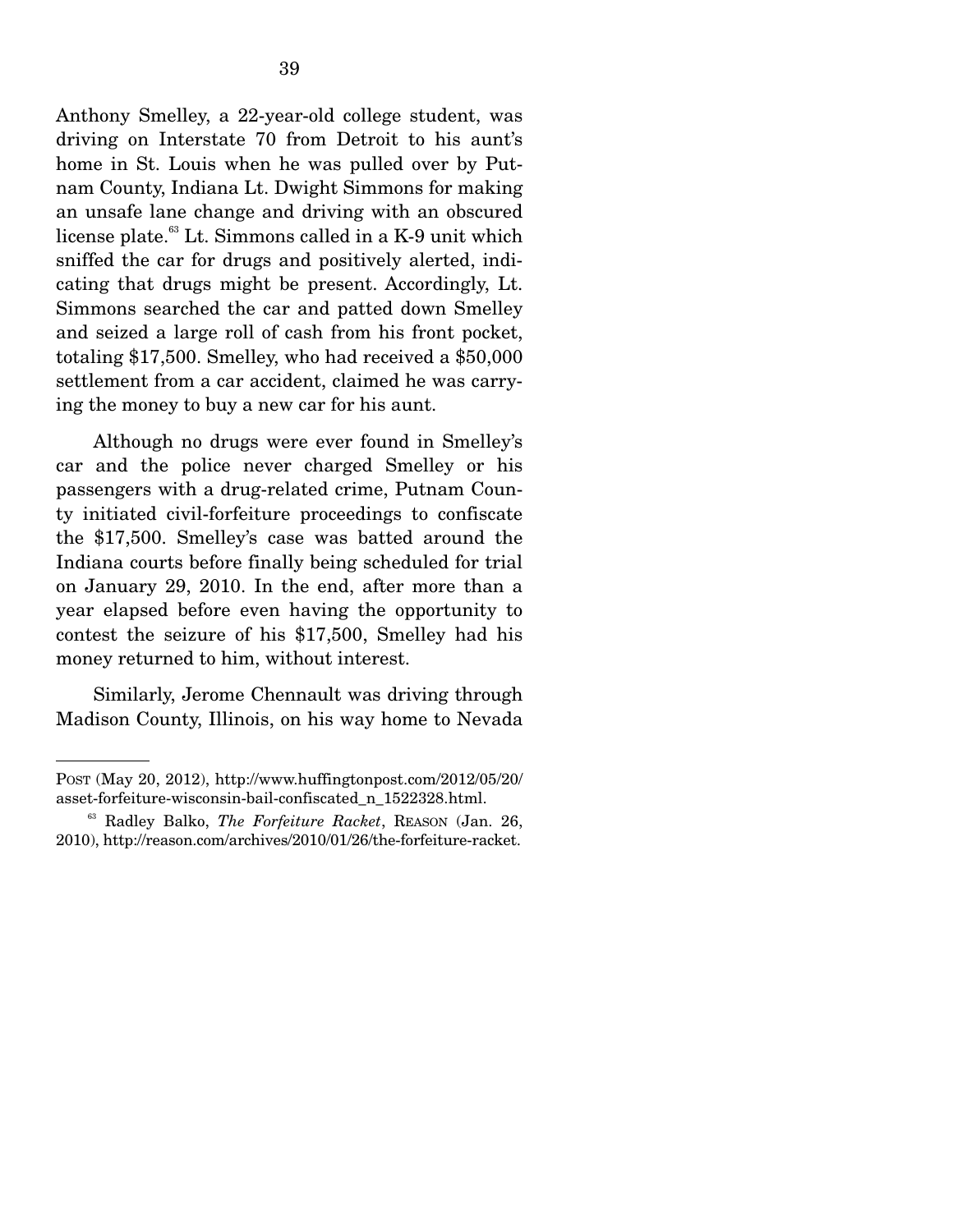Anthony Smelley, a 22-year-old college student, was driving on Interstate 70 from Detroit to his aunt's home in St. Louis when he was pulled over by Putnam County, Indiana Lt. Dwight Simmons for making an unsafe lane change and driving with an obscured license plate.[63] Lt. Simmons called in a K-9 unit which sniffed the car for drugs and positively alerted, indicating that drugs might be present. Accordingly, Lt. Simmons searched the car and patted down Smelley and seized a large roll of cash from his front pocket, totaling $17,500. Smelley, who had received a $50,000 settlement from a car accident, claimed he was carrying the money to buy a new car for his aunt.

Although no drugs were ever found in Smelley's car and the police never charged Smelley or his passengers with a drug-related crime, Putnam County initiated civil-forfeiture proceedings to confiscate the $17,500. Smelley's case was batted around the Indiana courts before finally being scheduled for trial on January 29, 2010. In the end, after more than a year elapsed before even having the opportunity to contest the seizure of his $17,500, Smelley had his money returned to him, without interest.

Similarly, Jerome Chennault was driving through Madison County, Illinois, on his way home to Nevada

---

POST (May 20, 2012), http://www.huffingtonpost.com/2012/05/20/asset-forfeiture-wisconsin-bail-confiscated_n_1522328.html.

[63] Radley Balko, *The Forfeiture Racket*, REASON (Jan. 26, 2010), http://reason.com/archives/2010/01/26/the-forfeiture-racket.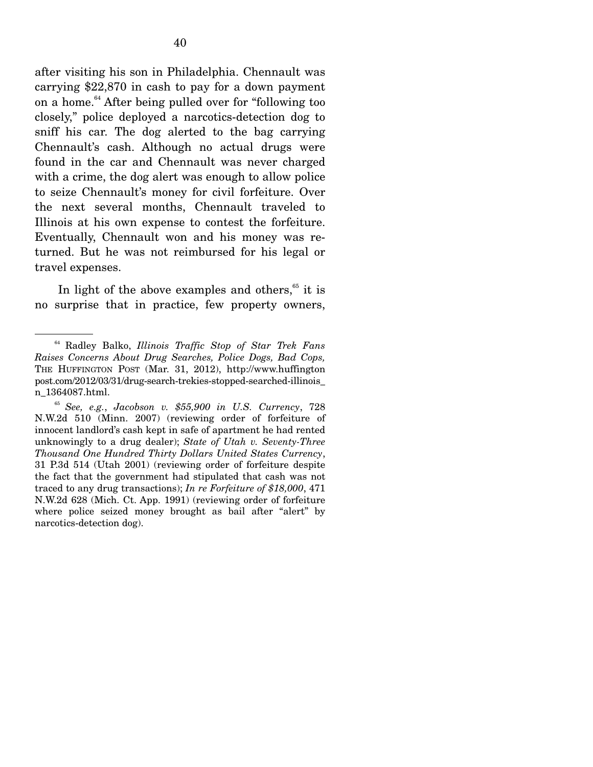after visiting his son in Philadelphia. Chennault was carrying $22,870 in cash to pay for a down payment on a home.[64] After being pulled over for "following too closely," police deployed a narcotics-detection dog to sniff his car. The dog alerted to the bag carrying Chennault's cash. Although no actual drugs were found in the car and Chennault was never charged with a crime, the dog alert was enough to allow police to seize Chennault's money for civil forfeiture. Over the next several months, Chennault traveled to Illinois at his own expense to contest the forfeiture. Eventually, Chennault won and his money was returned. But he was not reimbursed for his legal or travel expenses.

In light of the above examples and others,[65] it is no surprise that in practice, few property owners,

---

[64] Radley Balko, *Illinois Traffic Stop of Star Trek Fans Raises Concerns About Drug Searches, Police Dogs, Bad Cops,* THE HUFFINGTON POST (Mar. 31, 2012), http://www.huffingtonpost.com/2012/03/31/drug-search-trekies-stopped-searched-illinois_n_1364087.html.

[65] *See, e.g.*, *Jacobson v. $55,900 in U.S. Currency*, 728 N.W.2d 510 (Minn. 2007) (reviewing order of forfeiture of innocent landlord's cash kept in safe of apartment he had rented unknowingly to a drug dealer); *State of Utah v. Seventy-Three Thousand One Hundred Thirty Dollars United States Currency*, 31 P.3d 514 (Utah 2001) (reviewing order of forfeiture despite the fact that the government had stipulated that cash was not traced to any drug transactions); *In re Forfeiture of $18,000*, 471 N.W.2d 628 (Mich. Ct. App. 1991) (reviewing order of forfeiture where police seized money brought as bail after "alert" by narcotics-detection dog).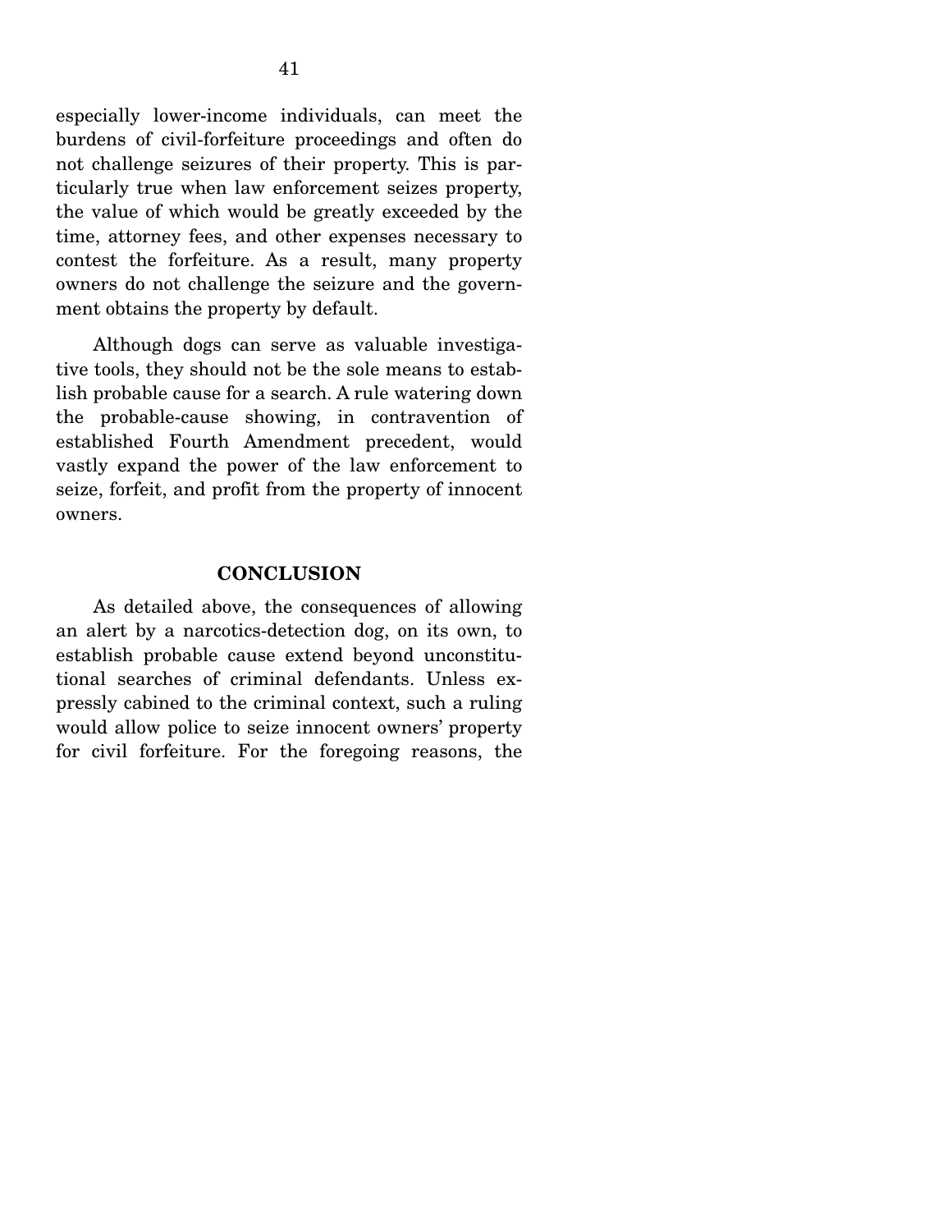especially lower-income individuals, can meet the burdens of civil-forfeiture proceedings and often do not challenge seizures of their property. This is particularly true when law enforcement seizes property, the value of which would be greatly exceeded by the time, attorney fees, and other expenses necessary to contest the forfeiture. As a result, many property owners do not challenge the seizure and the government obtains the property by default.

Although dogs can serve as valuable investigative tools, they should not be the sole means to establish probable cause for a search. A rule watering down the probable-cause showing, in contravention of established Fourth Amendment precedent, would vastly expand the power of the law enforcement to seize, forfeit, and profit from the property of innocent owners.

## CONCLUSION

As detailed above, the consequences of allowing an alert by a narcotics-detection dog, on its own, to establish probable cause extend beyond unconstitutional searches of criminal defendants. Unless expressly cabined to the criminal context, such a ruling would allow police to seize innocent owners' property for civil forfeiture. For the foregoing reasons, the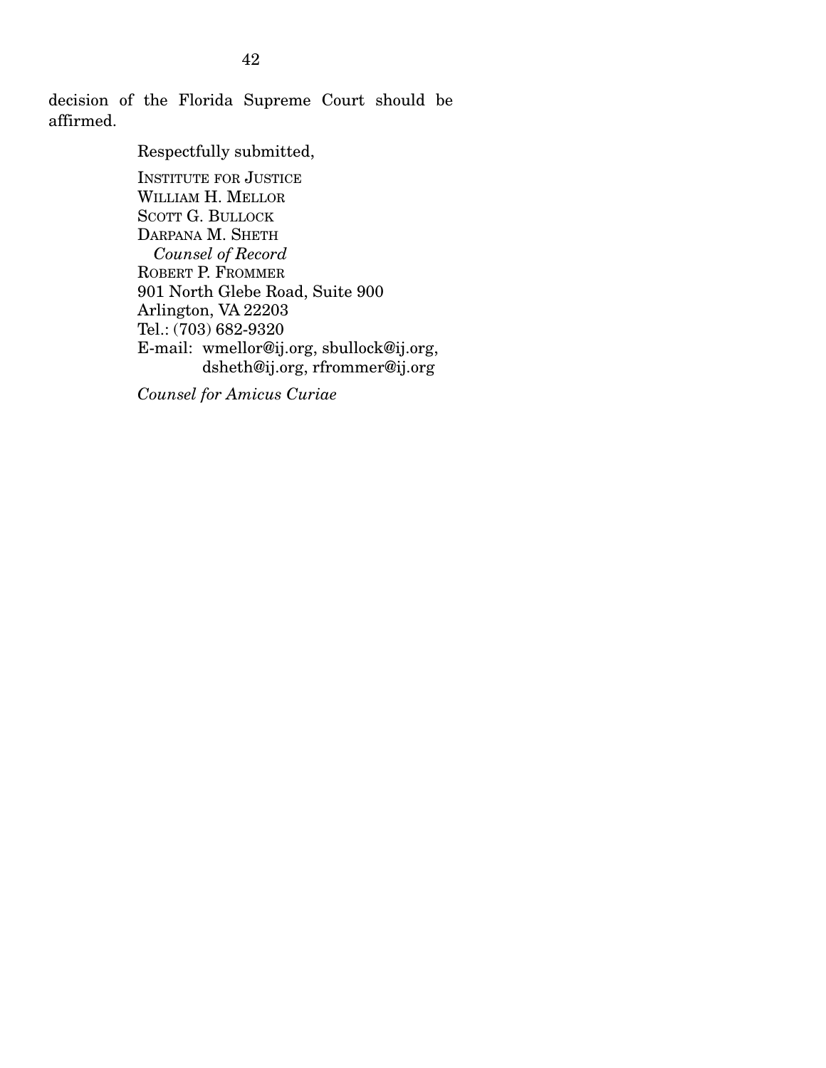decision of the Florida Supreme Court should be affirmed.

Respectfully submitted,

INSTITUTE FOR JUSTICE
WILLIAM H. MELLOR
SCOTT G. BULLOCK
DARPANA M. SHETH
*Counsel of Record*
ROBERT P. FROMMER
901 North Glebe Road, Suite 900
Arlington, VA 22203
Tel.: (703) 682-9320
E-mail: wmellor@ij.org, sbullock@ij.org, dsheth@ij.org, rfrommer@ij.org

*Counsel for Amicus Curiae*